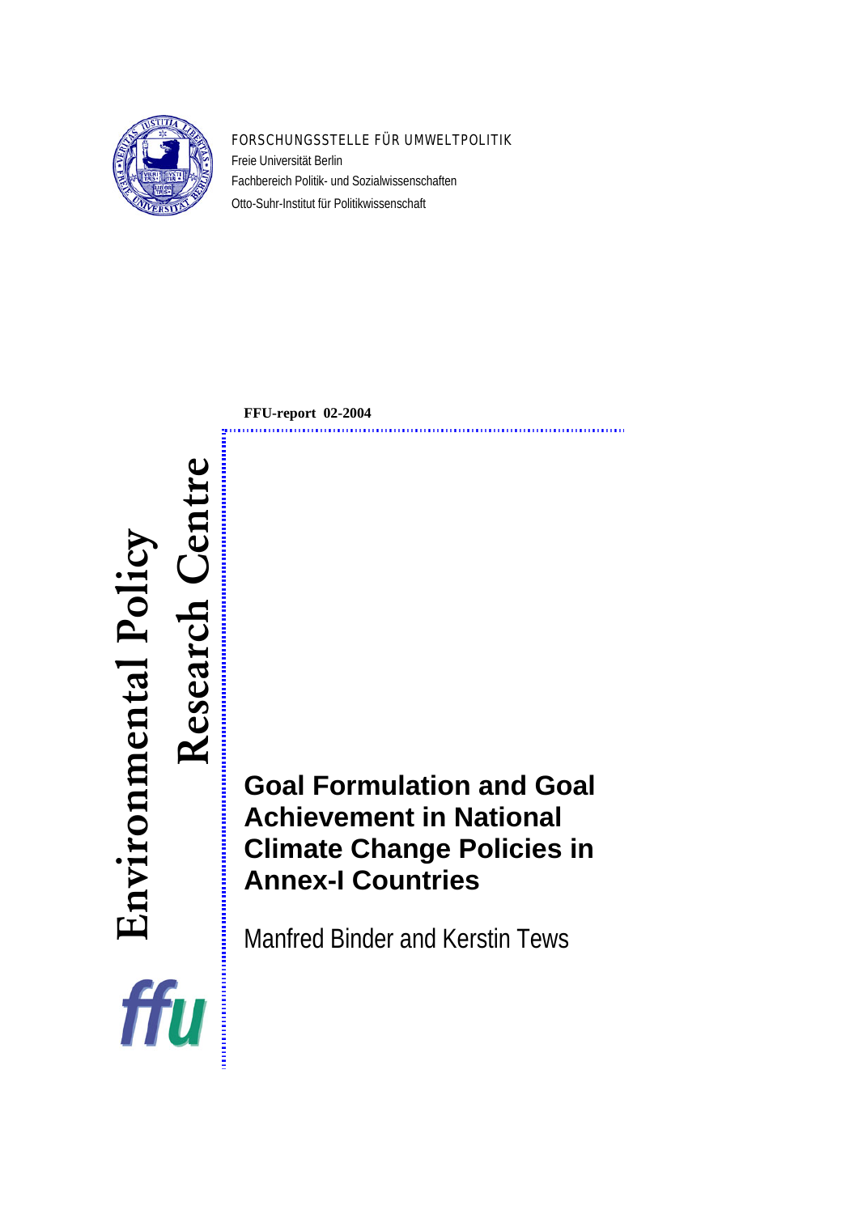FORSCHUNGSSTELLE FÜR UMWELTPOLITIK

Freie Universität Berlin

Fachbereich Politik- und Sozialwissenschaften

Otto-Suhr-Institut für Politikwissenschaft

**FFU-report 02-2004**

Environmental Policy Research Centre

# Goal Formulation and Goal Achievement in National Climate Change Policies in Annex-I Countries

Manfred Binder and Kerstin Tews

ffu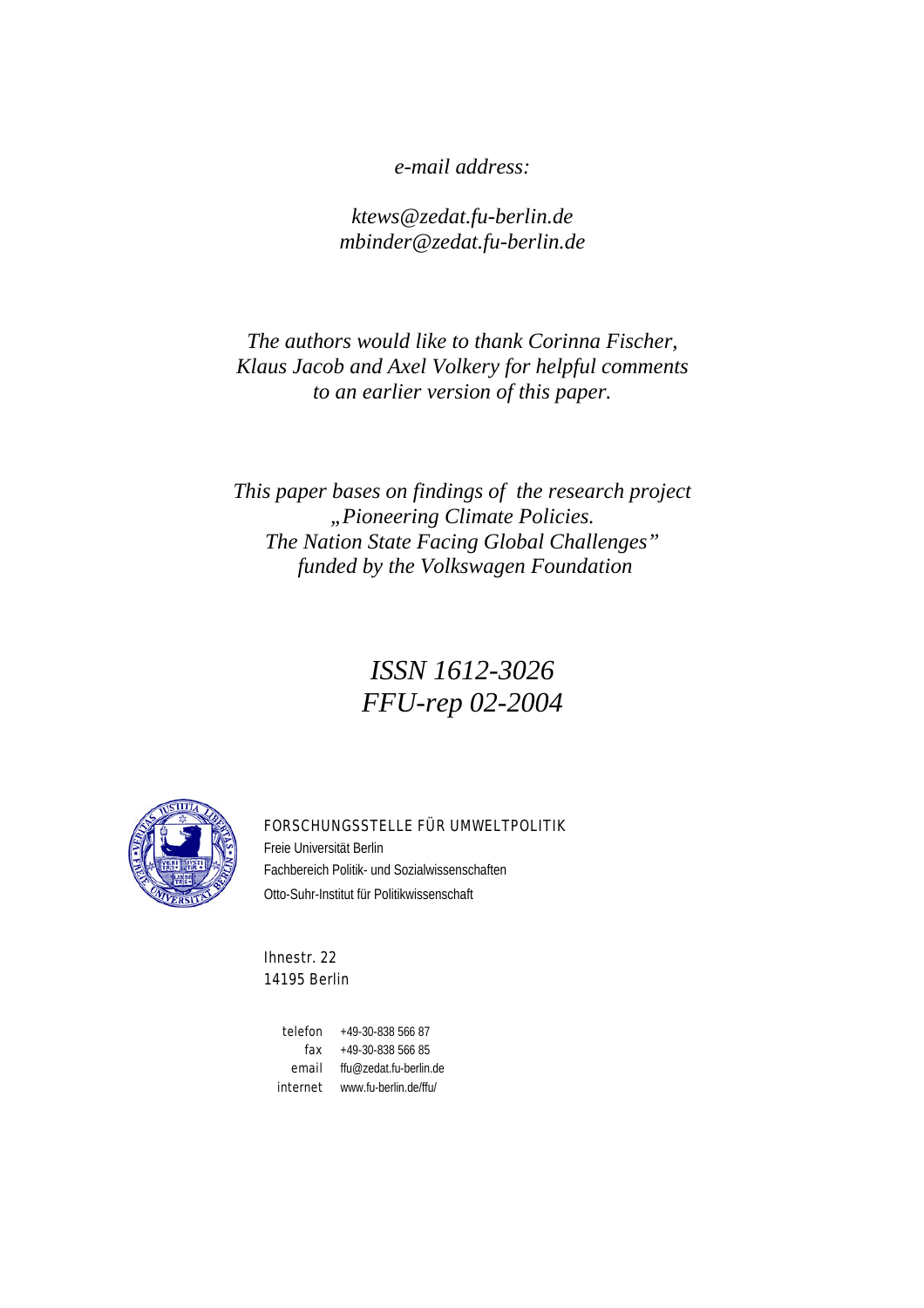*e-mail address:*

*ktews@zedat.fu-berlin.de*
*mbinder@zedat.fu-berlin.de*

*The authors would like to thank Corinna Fischer, Klaus Jacob and Axel Volkery for helpful comments to an earlier version of this paper.*

*This paper bases on findings of the research project „Pioneering Climate Policies. The Nation State Facing Global Challenges" funded by the Volkswagen Foundation*

*ISSN 1612-3026*
*FFU-rep 02-2004*

FORSCHUNGSSTELLE FÜR UMWELTPOLITIK
Freie Universität Berlin
Fachbereich Politik- und Sozialwissenschaften
Otto-Suhr-Institut für Politikwissenschaft

Ihnestr. 22
14195 Berlin

telefon +49-30-838 566 87
fax +49-30-838 566 85
email ffu@zedat.fu-berlin.de
internet www.fu-berlin.de/ffu/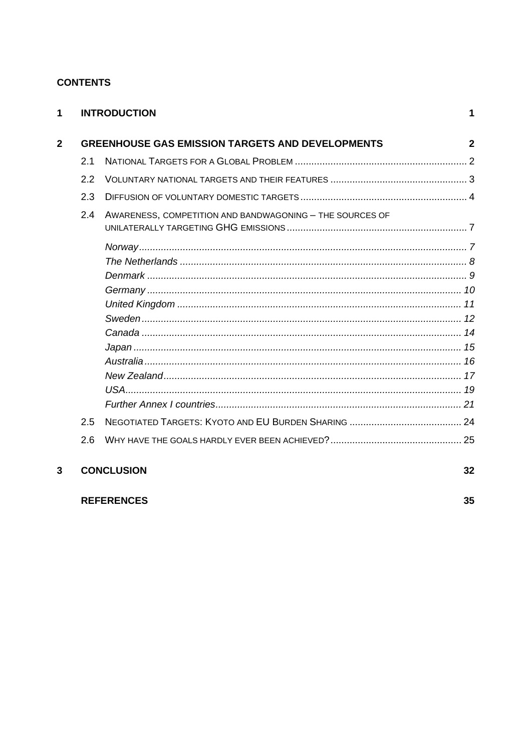**CONTENTS**

| | | | |
|---|---|---|---|
| **1** | **INTRODUCTION** | | **1** |
| **2** | **GREENHOUSE GAS EMISSION TARGETS AND DEVELOPMENTS** | | **2** |
| | 2.1 | NATIONAL TARGETS FOR A GLOBAL PROBLEM | 2 |
| | 2.2 | VOLUNTARY NATIONAL TARGETS AND THEIR FEATURES | 3 |
| | 2.3 | DIFFUSION OF VOLUNTARY DOMESTIC TARGETS | 4 |
| | 2.4 | AWARENESS, COMPETITION AND BANDWAGONING – THE SOURCES OF UNILATERALLY TARGETING GHG EMISSIONS | 7 |
| | | *Norway* | *7* |
| | | *The Netherlands* | *8* |
| | | *Denmark* | *9* |
| | | *Germany* | *10* |
| | | *United Kingdom* | *11* |
| | | *Sweden* | *12* |
| | | *Canada* | *14* |
| | | *Japan* | *15* |
| | | *Australia* | *16* |
| | | *New Zealand* | *17* |
| | | *USA* | *19* |
| | | *Further Annex I countries* | *21* |
| | 2.5 | NEGOTIATED TARGETS: KYOTO AND EU BURDEN SHARING | 24 |
| | 2.6 | WHY HAVE THE GOALS HARDLY EVER BEEN ACHIEVED? | 25 |
| **3** | **CONCLUSION** | | **32** |
| | **REFERENCES** | | **35** |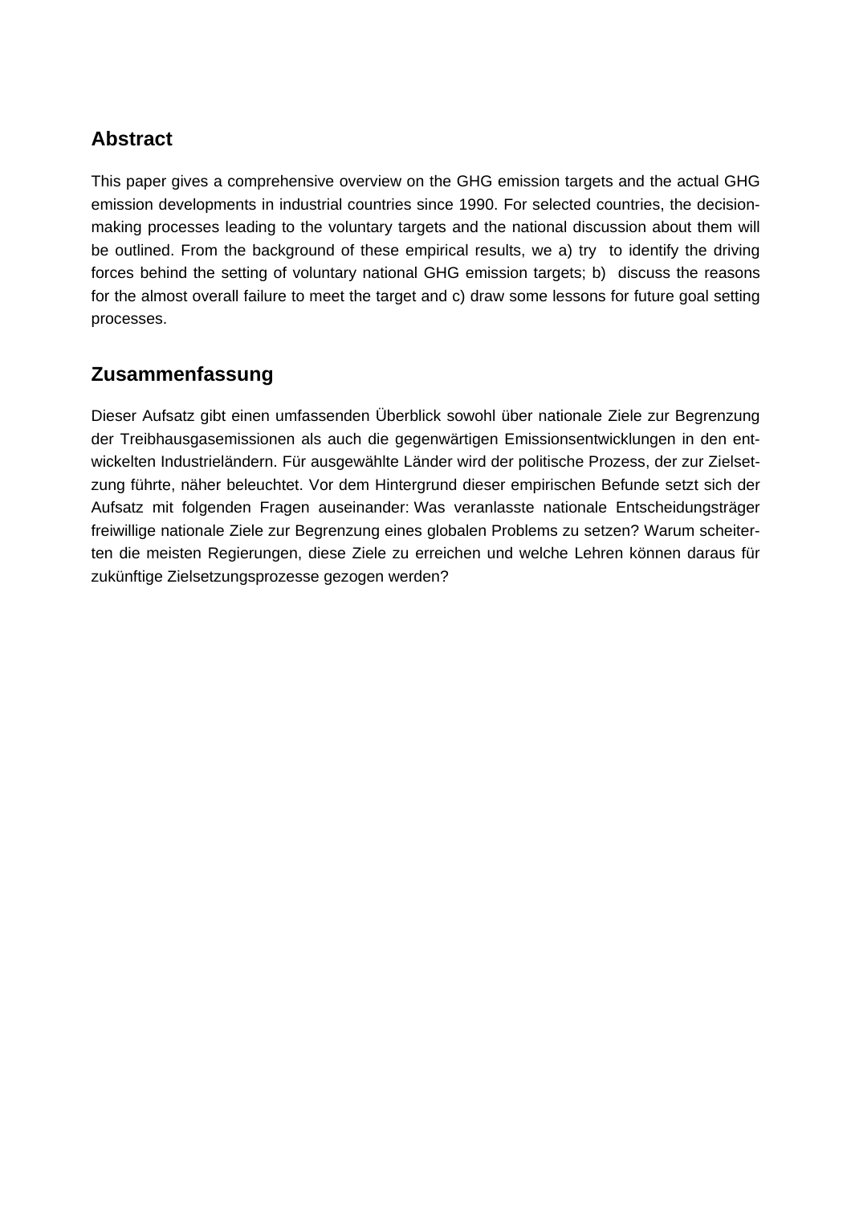## Abstract

This paper gives a comprehensive overview on the GHG emission targets and the actual GHG emission developments in industrial countries since 1990. For selected countries, the decision-making processes leading to the voluntary targets and the national discussion about them will be outlined. From the background of these empirical results, we a) try to identify the driving forces behind the setting of voluntary national GHG emission targets; b) discuss the reasons for the almost overall failure to meet the target and c) draw some lessons for future goal setting processes.

## Zusammenfassung

Dieser Aufsatz gibt einen umfassenden Überblick sowohl über nationale Ziele zur Begrenzung der Treibhausgasemissionen als auch die gegenwärtigen Emissionsentwicklungen in den entwickelten Industrieländern. Für ausgewählte Länder wird der politische Prozess, der zur Zielsetzung führte, näher beleuchtet. Vor dem Hintergrund dieser empirischen Befunde setzt sich der Aufsatz mit folgenden Fragen auseinander: Was veranlasste nationale Entscheidungsträger freiwillige nationale Ziele zur Begrenzung eines globalen Problems zu setzen? Warum scheiterten die meisten Regierungen, diese Ziele zu erreichen und welche Lehren können daraus für zukünftige Zielsetzungsprozesse gezogen werden?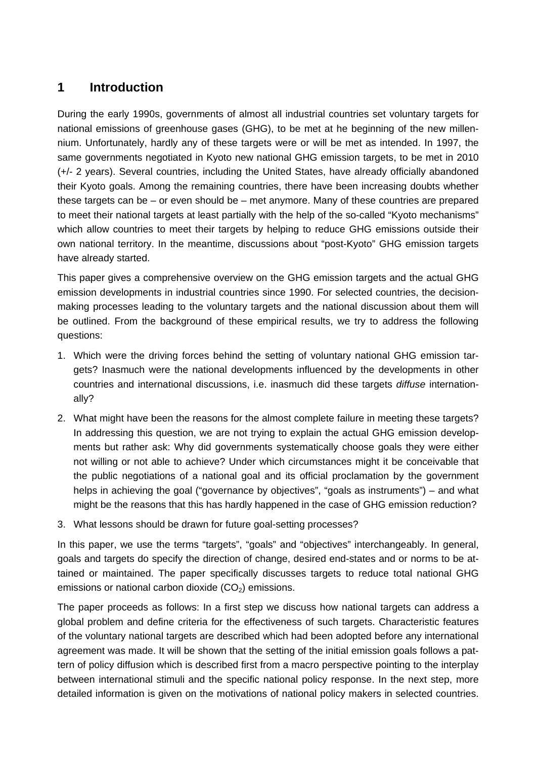# 1 Introduction

During the early 1990s, governments of almost all industrial countries set voluntary targets for national emissions of greenhouse gases (GHG), to be met at he beginning of the new millennium. Unfortunately, hardly any of these targets were or will be met as intended. In 1997, the same governments negotiated in Kyoto new national GHG emission targets, to be met in 2010 (+/- 2 years). Several countries, including the United States, have already officially abandoned their Kyoto goals. Among the remaining countries, there have been increasing doubts whether these targets can be – or even should be – met anymore. Many of these countries are prepared to meet their national targets at least partially with the help of the so-called "Kyoto mechanisms" which allow countries to meet their targets by helping to reduce GHG emissions outside their own national territory. In the meantime, discussions about "post-Kyoto" GHG emission targets have already started.

This paper gives a comprehensive overview on the GHG emission targets and the actual GHG emission developments in industrial countries since 1990. For selected countries, the decision-making processes leading to the voluntary targets and the national discussion about them will be outlined. From the background of these empirical results, we try to address the following questions:

1. Which were the driving forces behind the setting of voluntary national GHG emission targets? Inasmuch were the national developments influenced by the developments in other countries and international discussions, i.e. inasmuch did these targets *diffuse* internationally?
2. What might have been the reasons for the almost complete failure in meeting these targets? In addressing this question, we are not trying to explain the actual GHG emission developments but rather ask: Why did governments systematically choose goals they were either not willing or not able to achieve? Under which circumstances might it be conceivable that the public negotiations of a national goal and its official proclamation by the government helps in achieving the goal ("governance by objectives", "goals as instruments") – and what might be the reasons that this has hardly happened in the case of GHG emission reduction?
3. What lessons should be drawn for future goal-setting processes?

In this paper, we use the terms "targets", "goals" and "objectives" interchangeably. In general, goals and targets do specify the direction of change, desired end-states and or norms to be attained or maintained. The paper specifically discusses targets to reduce total national GHG emissions or national carbon dioxide ($CO_2$) emissions.

The paper proceeds as follows: In a first step we discuss how national targets can address a global problem and define criteria for the effectiveness of such targets. Characteristic features of the voluntary national targets are described which had been adopted before any international agreement was made. It will be shown that the setting of the initial emission goals follows a pattern of policy diffusion which is described first from a macro perspective pointing to the interplay between international stimuli and the specific national policy response. In the next step, more detailed information is given on the motivations of national policy makers in selected countries.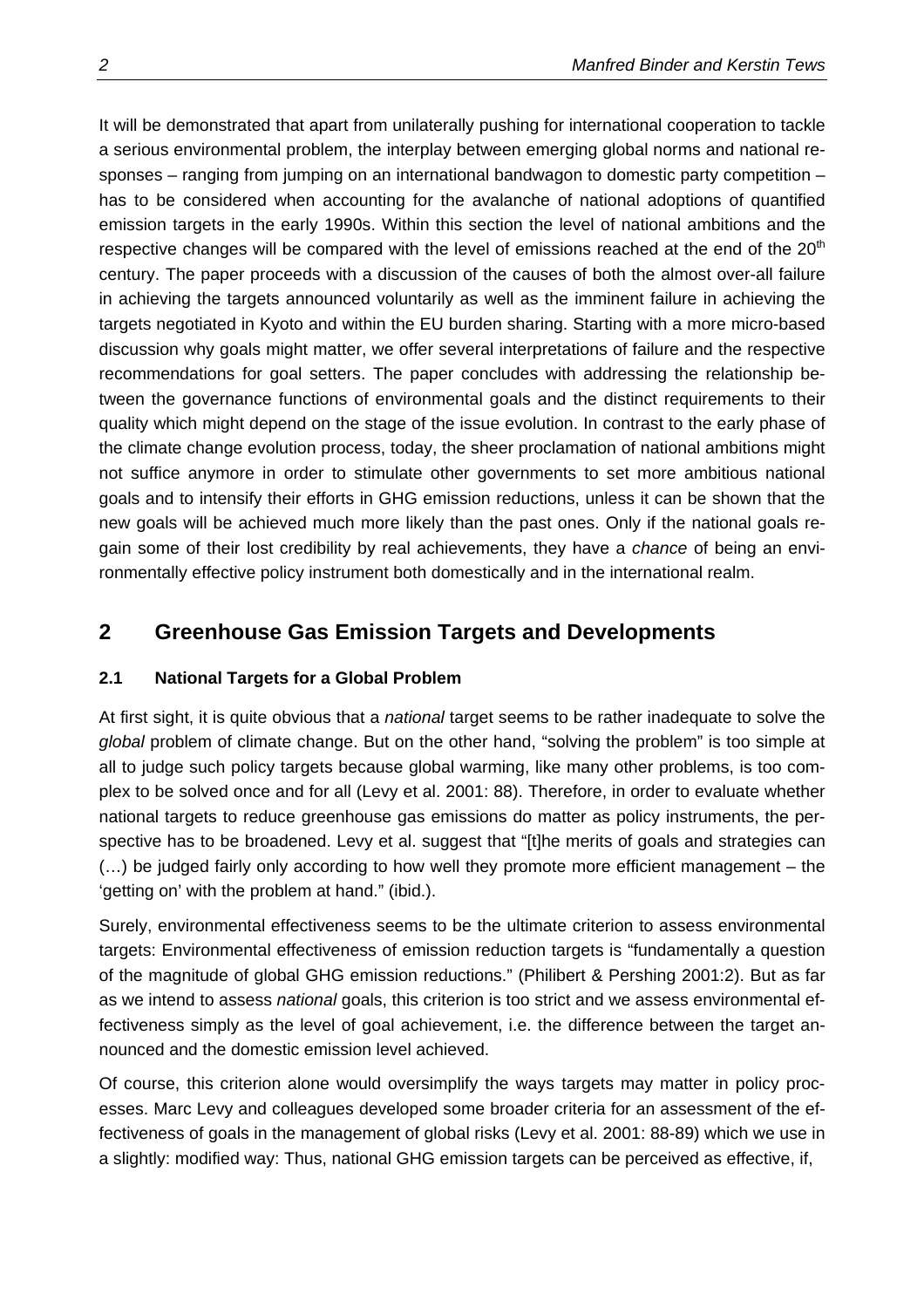It will be demonstrated that apart from unilaterally pushing for international cooperation to tackle a serious environmental problem, the interplay between emerging global norms and national responses – ranging from jumping on an international bandwagon to domestic party competition – has to be considered when accounting for the avalanche of national adoptions of quantified emission targets in the early 1990s. Within this section the level of national ambitions and the respective changes will be compared with the level of emissions reached at the end of the 20th century. The paper proceeds with a discussion of the causes of both the almost over-all failure in achieving the targets announced voluntarily as well as the imminent failure in achieving the targets negotiated in Kyoto and within the EU burden sharing. Starting with a more micro-based discussion why goals might matter, we offer several interpretations of failure and the respective recommendations for goal setters. The paper concludes with addressing the relationship between the governance functions of environmental goals and the distinct requirements to their quality which might depend on the stage of the issue evolution. In contrast to the early phase of the climate change evolution process, today, the sheer proclamation of national ambitions might not suffice anymore in order to stimulate other governments to set more ambitious national goals and to intensify their efforts in GHG emission reductions, unless it can be shown that the new goals will be achieved much more likely than the past ones. Only if the national goals regain some of their lost credibility by real achievements, they have a *chance* of being an environmentally effective policy instrument both domestically and in the international realm.

## 2 Greenhouse Gas Emission Targets and Developments

### 2.1 National Targets for a Global Problem

At first sight, it is quite obvious that a *national* target seems to be rather inadequate to solve the *global* problem of climate change. But on the other hand, "solving the problem" is too simple at all to judge such policy targets because global warming, like many other problems, is too complex to be solved once and for all (Levy et al. 2001: 88). Therefore, in order to evaluate whether national targets to reduce greenhouse gas emissions do matter as policy instruments, the perspective has to be broadened. Levy et al. suggest that "[t]he merits of goals and strategies can (…) be judged fairly only according to how well they promote more efficient management – the 'getting on' with the problem at hand." (ibid.).

Surely, environmental effectiveness seems to be the ultimate criterion to assess environmental targets: Environmental effectiveness of emission reduction targets is "fundamentally a question of the magnitude of global GHG emission reductions." (Philibert & Pershing 2001:2). But as far as we intend to assess *national* goals, this criterion is too strict and we assess environmental effectiveness simply as the level of goal achievement, i.e. the difference between the target announced and the domestic emission level achieved.

Of course, this criterion alone would oversimplify the ways targets may matter in policy processes. Marc Levy and colleagues developed some broader criteria for an assessment of the effectiveness of goals in the management of global risks (Levy et al. 2001: 88-89) which we use in a slightly: modified way: Thus, national GHG emission targets can be perceived as effective, if,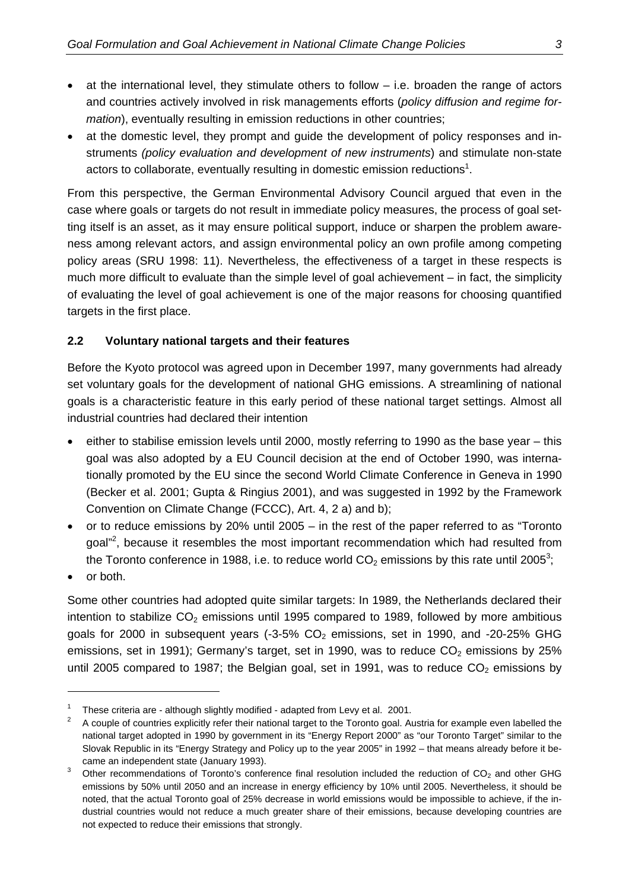- at the international level, they stimulate others to follow – i.e. broaden the range of actors and countries actively involved in risk managements efforts (*policy diffusion and regime formation*), eventually resulting in emission reductions in other countries;
- at the domestic level, they prompt and guide the development of policy responses and instruments *(policy evaluation and development of new instruments*) and stimulate non-state actors to collaborate, eventually resulting in domestic emission reductions[1].

From this perspective, the German Environmental Advisory Council argued that even in the case where goals or targets do not result in immediate policy measures, the process of goal setting itself is an asset, as it may ensure political support, induce or sharpen the problem awareness among relevant actors, and assign environmental policy an own profile among competing policy areas (SRU 1998: 11). Nevertheless, the effectiveness of a target in these respects is much more difficult to evaluate than the simple level of goal achievement – in fact, the simplicity of evaluating the level of goal achievement is one of the major reasons for choosing quantified targets in the first place.

### 2.2 Voluntary national targets and their features

Before the Kyoto protocol was agreed upon in December 1997, many governments had already set voluntary goals for the development of national GHG emissions. A streamlining of national goals is a characteristic feature in this early period of these national target settings. Almost all industrial countries had declared their intention

- either to stabilise emission levels until 2000, mostly referring to 1990 as the base year – this goal was also adopted by a EU Council decision at the end of October 1990, was internationally promoted by the EU since the second World Climate Conference in Geneva in 1990 (Becker et al. 2001; Gupta & Ringius 2001), and was suggested in 1992 by the Framework Convention on Climate Change (FCCC), Art. 4, 2 a) and b);
- or to reduce emissions by 20% until 2005 – in the rest of the paper referred to as "Toronto goal"[2], because it resembles the most important recommendation which had resulted from the Toronto conference in 1988, i.e. to reduce world $CO_2$ emissions by this rate until 2005[3];
- or both.

Some other countries had adopted quite similar targets: In 1989, the Netherlands declared their intention to stabilize $CO_2$ emissions until 1995 compared to 1989, followed by more ambitious goals for 2000 in subsequent years (-3-5% $CO_2$ emissions, set in 1990, and -20-25% GHG emissions, set in 1991); Germany's target, set in 1990, was to reduce $CO_2$ emissions by 25% until 2005 compared to 1987; the Belgian goal, set in 1991, was to reduce $CO_2$ emissions by

---

[1] These criteria are - although slightly modified - adapted from Levy et al. 2001.

[2] A couple of countries explicitly refer their national target to the Toronto goal. Austria for example even labelled the national target adopted in 1990 by government in its "Energy Report 2000" as "our Toronto Target" similar to the Slovak Republic in its "Energy Strategy and Policy up to the year 2005" in 1992 – that means already before it became an independent state (January 1993).

[3] Other recommendations of Toronto's conference final resolution included the reduction of $CO_2$ and other GHG emissions by 50% until 2050 and an increase in energy efficiency by 10% until 2005. Nevertheless, it should be noted, that the actual Toronto goal of 25% decrease in world emissions would be impossible to achieve, if the industrial countries would not reduce a much greater share of their emissions, because developing countries are not expected to reduce their emissions that strongly.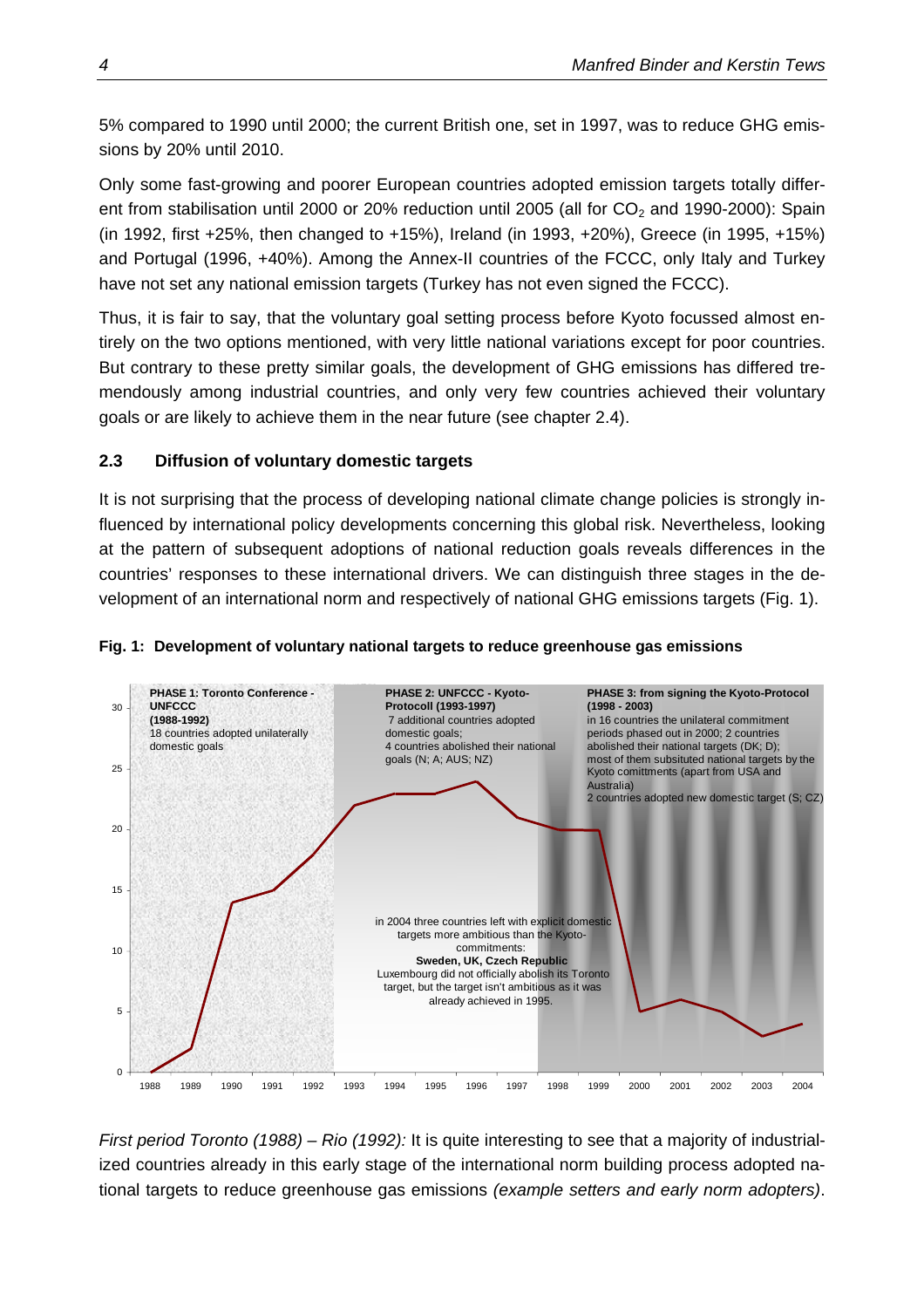5% compared to 1990 until 2000; the current British one, set in 1997, was to reduce GHG emissions by 20% until 2010.

Only some fast-growing and poorer European countries adopted emission targets totally different from stabilisation until 2000 or 20% reduction until 2005 (all for $CO_2$ and 1990-2000): Spain (in 1992, first +25%, then changed to +15%), Ireland (in 1993, +20%), Greece (in 1995, +15%) and Portugal (1996, +40%). Among the Annex-II countries of the FCCC, only Italy and Turkey have not set any national emission targets (Turkey has not even signed the FCCC).

Thus, it is fair to say, that the voluntary goal setting process before Kyoto focussed almost entirely on the two options mentioned, with very little national variations except for poor countries. But contrary to these pretty similar goals, the development of GHG emissions has differed tremendously among industrial countries, and only very few countries achieved their voluntary goals or are likely to achieve them in the near future (see chapter 2.4).

### 2.3 Diffusion of voluntary domestic targets

It is not surprising that the process of developing national climate change policies is strongly influenced by international policy developments concerning this global risk. Nevertheless, looking at the pattern of subsequent adoptions of national reduction goals reveals differences in the countries' responses to these international drivers. We can distinguish three stages in the development of an international norm and respectively of national GHG emissions targets (Fig. 1).

**Fig. 1: Development of voluntary national targets to reduce greenhouse gas emissions**

**PHASE 1: Toronto Conference - UNFCCC (1988-1992)**
18 countries adopted unilaterally domestic goals

**PHASE 2: UNFCCC - Kyoto-Protocoll (1993-1997)**
7 additional countries adopted domestic goals;
4 countries abolished their national goals (N; A; AUS; NZ)

**PHASE 3: from signing the Kyoto-Protocol (1998 - 2003)**
in 16 countries the unilateral commitment periods phased out in 2000; 2 countries abolished their national targets (DK; D);
most of them subsituted national targets by the Kyoto comittments (apart from USA and Australia)
2 countries adopted new domestic target (S; CZ)

in 2004 three countries left with explicit domestic targets more ambitious than the Kyoto-commitments:
**Sweden, UK, Czech Republic**
Luxembourg did not officially abolish its Toronto target, but the target isn't ambitious as it was already achieved in 1995.

| Year | 1988 | 1989 | 1990 | 1991 | 1992 | 1993 | 1994 | 1995 | 1996 | 1997 | 1998 | 1999 | 2000 | 2001 | 2002 | 2003 | 2004 |
|---|---|---|---|---|---|---|---|---|---|---|---|---|---|---|---|---|---|
| Countries | 0 | 2 | 14 | 15 | 18 | 22 | 23 | 23 | 24 | 21 | 20 | 20 | 5 | 6 | 5 | 3 | 4 |

*First period Toronto (1988) – Rio (1992):* It is quite interesting to see that a majority of industrialized countries already in this early stage of the international norm building process adopted national targets to reduce greenhouse gas emissions *(example setters and early norm adopters)*.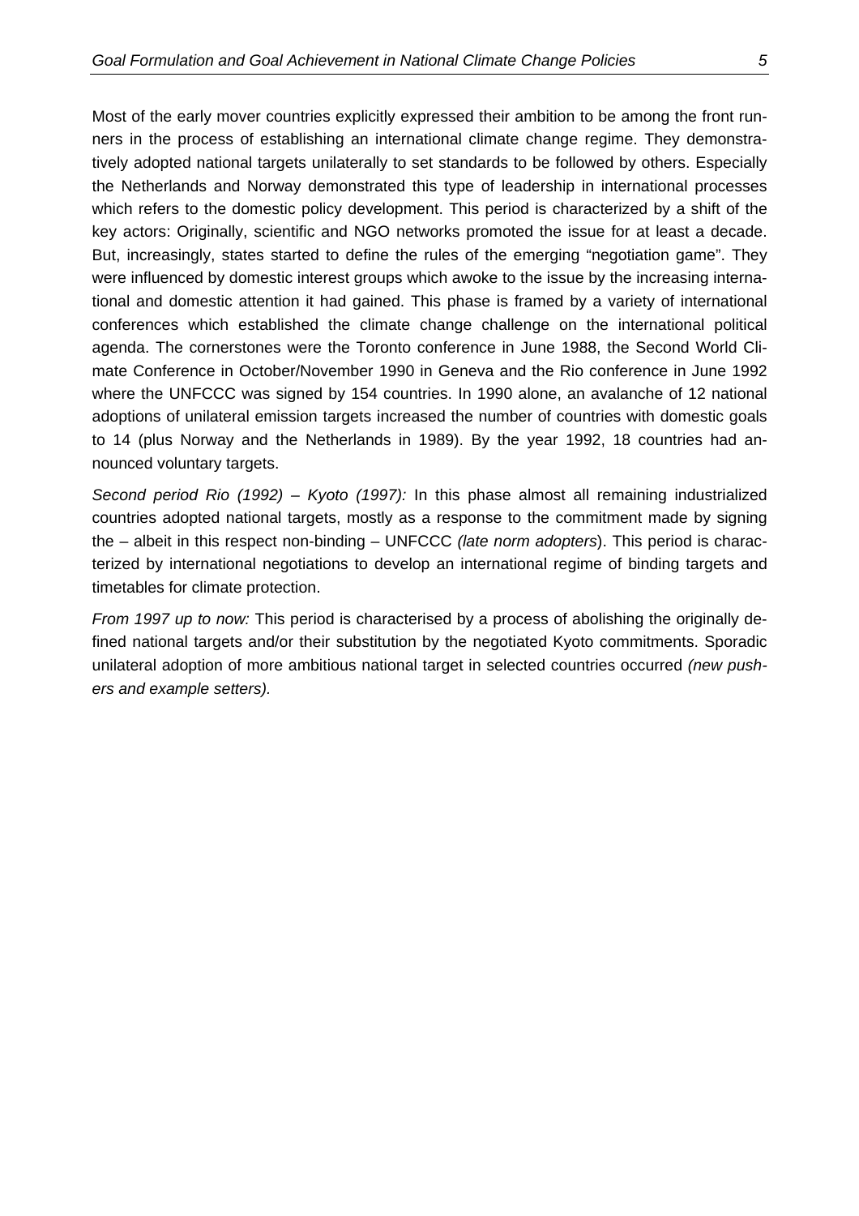Most of the early mover countries explicitly expressed their ambition to be among the front runners in the process of establishing an international climate change regime. They demonstratively adopted national targets unilaterally to set standards to be followed by others. Especially the Netherlands and Norway demonstrated this type of leadership in international processes which refers to the domestic policy development. This period is characterized by a shift of the key actors: Originally, scientific and NGO networks promoted the issue for at least a decade. But, increasingly, states started to define the rules of the emerging "negotiation game". They were influenced by domestic interest groups which awoke to the issue by the increasing international and domestic attention it had gained. This phase is framed by a variety of international conferences which established the climate change challenge on the international political agenda. The cornerstones were the Toronto conference in June 1988, the Second World Climate Conference in October/November 1990 in Geneva and the Rio conference in June 1992 where the UNFCCC was signed by 154 countries. In 1990 alone, an avalanche of 12 national adoptions of unilateral emission targets increased the number of countries with domestic goals to 14 (plus Norway and the Netherlands in 1989). By the year 1992, 18 countries had announced voluntary targets.

*Second period Rio (1992) – Kyoto (1997):* In this phase almost all remaining industrialized countries adopted national targets, mostly as a response to the commitment made by signing the – albeit in this respect non-binding – UNFCCC *(late norm adopters)*. This period is characterized by international negotiations to develop an international regime of binding targets and timetables for climate protection.

*From 1997 up to now:* This period is characterised by a process of abolishing the originally defined national targets and/or their substitution by the negotiated Kyoto commitments. Sporadic unilateral adoption of more ambitious national target in selected countries occurred *(new pushers and example setters).*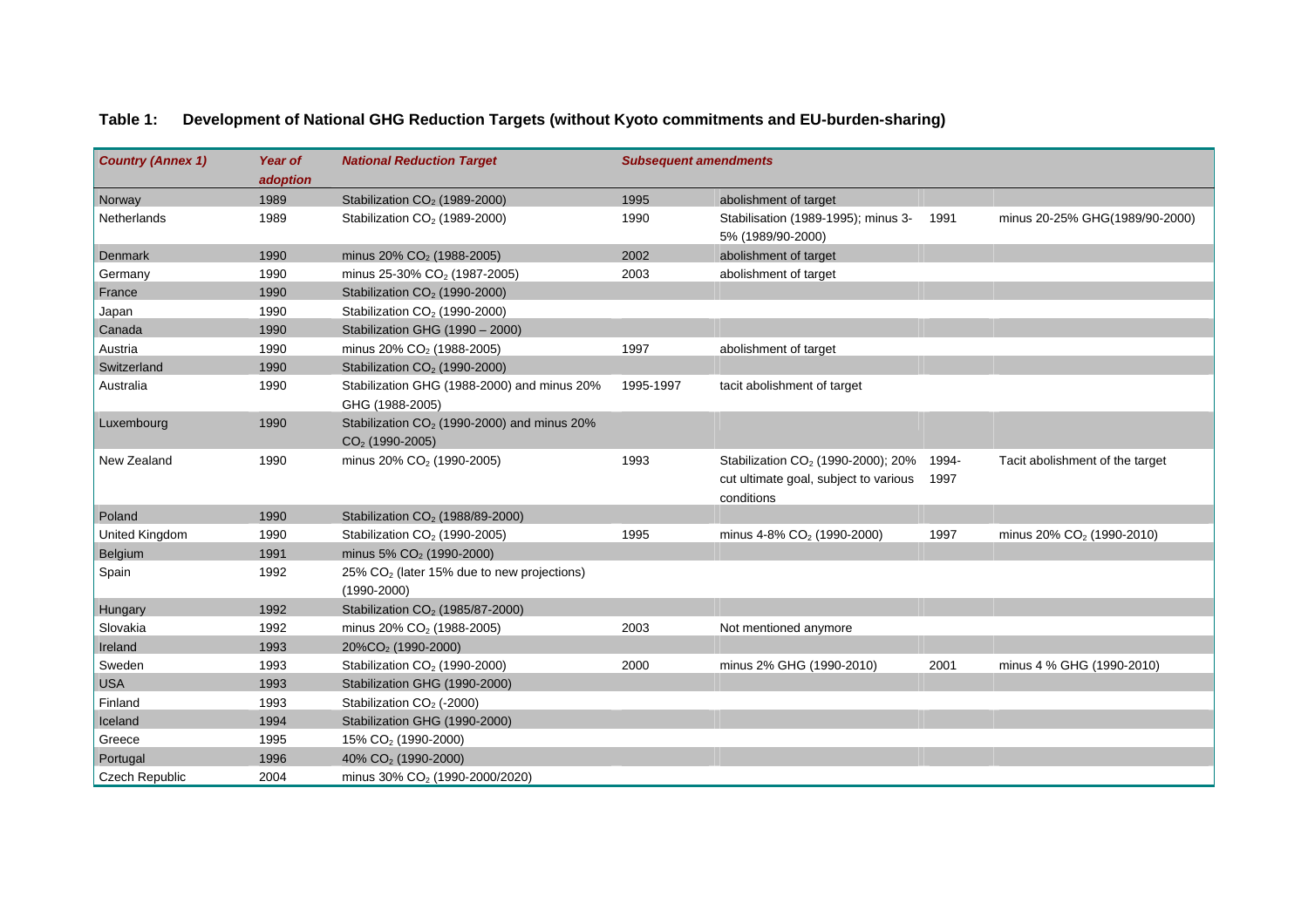**Table 1: Development of National GHG Reduction Targets (without Kyoto commitments and EU-burden-sharing)**

| *Country (Annex 1)* | *Year of adoption* | *National Reduction Target* | *Subsequent amendments* | | | |
|---|---|---|---|---|---|---|
| Norway | 1989 | Stabilization $CO_2$ (1989-2000) | 1995 | abolishment of target | | |
| Netherlands | 1989 | Stabilization $CO_2$ (1989-2000) | 1990 | Stabilisation (1989-1995); minus 3-5% (1989/90-2000) | 1991 | minus 20-25% GHG(1989/90-2000) |
| Denmark | 1990 | minus 20% $CO_2$ (1988-2005) | 2002 | abolishment of target | | |
| Germany | 1990 | minus 25-30% $CO_2$ (1987-2005) | 2003 | abolishment of target | | |
| France | 1990 | Stabilization $CO_2$ (1990-2000) | | | | |
| Japan | 1990 | Stabilization $CO_2$ (1990-2000) | | | | |
| Canada | 1990 | Stabilization GHG (1990 – 2000) | | | | |
| Austria | 1990 | minus 20% $CO_2$ (1988-2005) | 1997 | abolishment of target | | |
| Switzerland | 1990 | Stabilization $CO_2$ (1990-2000) | | | | |
| Australia | 1990 | Stabilization GHG (1988-2000) and minus 20% GHG (1988-2005) | 1995-1997 | tacit abolishment of target | | |
| Luxembourg | 1990 | Stabilization $CO_2$ (1990-2000) and minus 20% $CO_2$ (1990-2005) | | | | |
| New Zealand | 1990 | minus 20% $CO_2$ (1990-2005) | 1993 | Stabilization $CO_2$ (1990-2000); 20% cut ultimate goal, subject to various conditions | 1994-1997 | Tacit abolishment of the target |
| Poland | 1990 | Stabilization $CO_2$ (1988/89-2000) | | | | |
| United Kingdom | 1990 | Stabilization $CO_2$ (1990-2005) | 1995 | minus 4-8% $CO_2$ (1990-2000) | 1997 | minus 20% $CO_2$ (1990-2010) |
| Belgium | 1991 | minus 5% $CO_2$ (1990-2000) | | | | |
| Spain | 1992 | 25% $CO_2$ (later 15% due to new projections) (1990-2000) | | | | |
| Hungary | 1992 | Stabilization $CO_2$ (1985/87-2000) | | | | |
| Slovakia | 1992 | minus 20% $CO_2$ (1988-2005) | 2003 | Not mentioned anymore | | |
| Ireland | 1993 | 20%$CO_2$ (1990-2000) | | | | |
| Sweden | 1993 | Stabilization $CO_2$ (1990-2000) | 2000 | minus 2% GHG (1990-2010) | 2001 | minus 4 % GHG (1990-2010) |
| USA | 1993 | Stabilization GHG (1990-2000) | | | | |
| Finland | 1993 | Stabilization $CO_2$ (-2000) | | | | |
| Iceland | 1994 | Stabilization GHG (1990-2000) | | | | |
| Greece | 1995 | 15% $CO_2$ (1990-2000) | | | | |
| Portugal | 1996 | 40% $CO_2$ (1990-2000) | | | | |
| Czech Republic | 2004 | minus 30% $CO_2$ (1990-2000/2020) | | | | |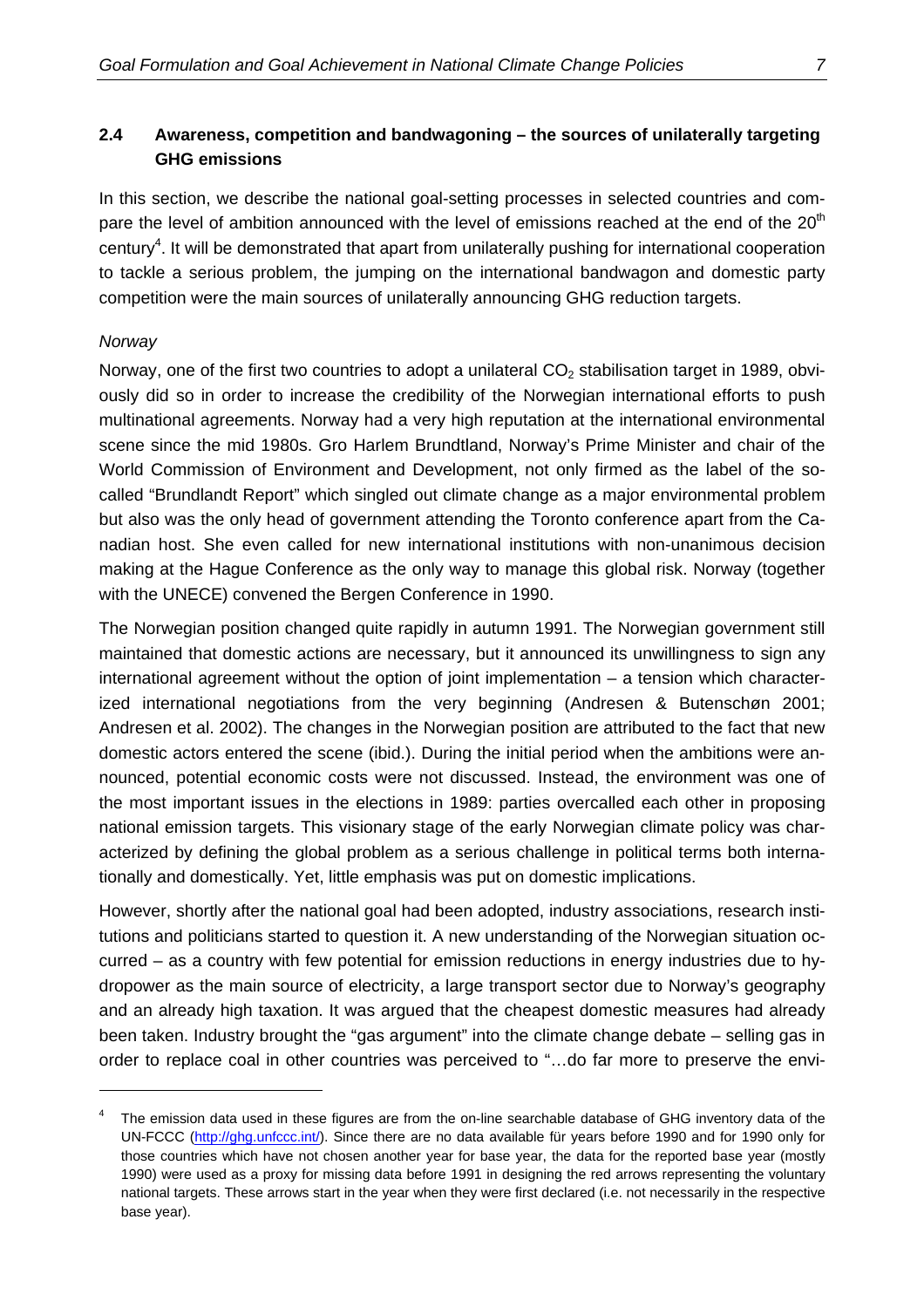### 2.4 Awareness, competition and bandwagoning – the sources of unilaterally targeting GHG emissions

In this section, we describe the national goal-setting processes in selected countries and compare the level of ambition announced with the level of emissions reached at the end of the 20th century[4]. It will be demonstrated that apart from unilaterally pushing for international cooperation to tackle a serious problem, the jumping on the international bandwagon and domestic party competition were the main sources of unilaterally announcing GHG reduction targets.

*Norway*

Norway, one of the first two countries to adopt a unilateral $CO_2$ stabilisation target in 1989, obviously did so in order to increase the credibility of the Norwegian international efforts to push multinational agreements. Norway had a very high reputation at the international environmental scene since the mid 1980s. Gro Harlem Brundtland, Norway's Prime Minister and chair of the World Commission of Environment and Development, not only firmed as the label of the so-called "Brundlandt Report" which singled out climate change as a major environmental problem but also was the only head of government attending the Toronto conference apart from the Canadian host. She even called for new international institutions with non-unanimous decision making at the Hague Conference as the only way to manage this global risk. Norway (together with the UNECE) convened the Bergen Conference in 1990.

The Norwegian position changed quite rapidly in autumn 1991. The Norwegian government still maintained that domestic actions are necessary, but it announced its unwillingness to sign any international agreement without the option of joint implementation – a tension which characterized international negotiations from the very beginning (Andresen & Butenschøn 2001; Andresen et al. 2002). The changes in the Norwegian position are attributed to the fact that new domestic actors entered the scene (ibid.). During the initial period when the ambitions were announced, potential economic costs were not discussed. Instead, the environment was one of the most important issues in the elections in 1989: parties overcalled each other in proposing national emission targets. This visionary stage of the early Norwegian climate policy was characterized by defining the global problem as a serious challenge in political terms both internationally and domestically. Yet, little emphasis was put on domestic implications.

However, shortly after the national goal had been adopted, industry associations, research institutions and politicians started to question it. A new understanding of the Norwegian situation occurred – as a country with few potential for emission reductions in energy industries due to hydropower as the main source of electricity, a large transport sector due to Norway's geography and an already high taxation. It was argued that the cheapest domestic measures had already been taken. Industry brought the "gas argument" into the climate change debate – selling gas in order to replace coal in other countries was perceived to "…do far more to preserve the envi-

---

[4] The emission data used in these figures are from the on-line searchable database of GHG inventory data of the UN-FCCC (http://ghg.unfccc.int/). Since there are no data available für years before 1990 and for 1990 only for those countries which have not chosen another year for base year, the data for the reported base year (mostly 1990) were used as a proxy for missing data before 1991 in designing the red arrows representing the voluntary national targets. These arrows start in the year when they were first declared (i.e. not necessarily in the respective base year).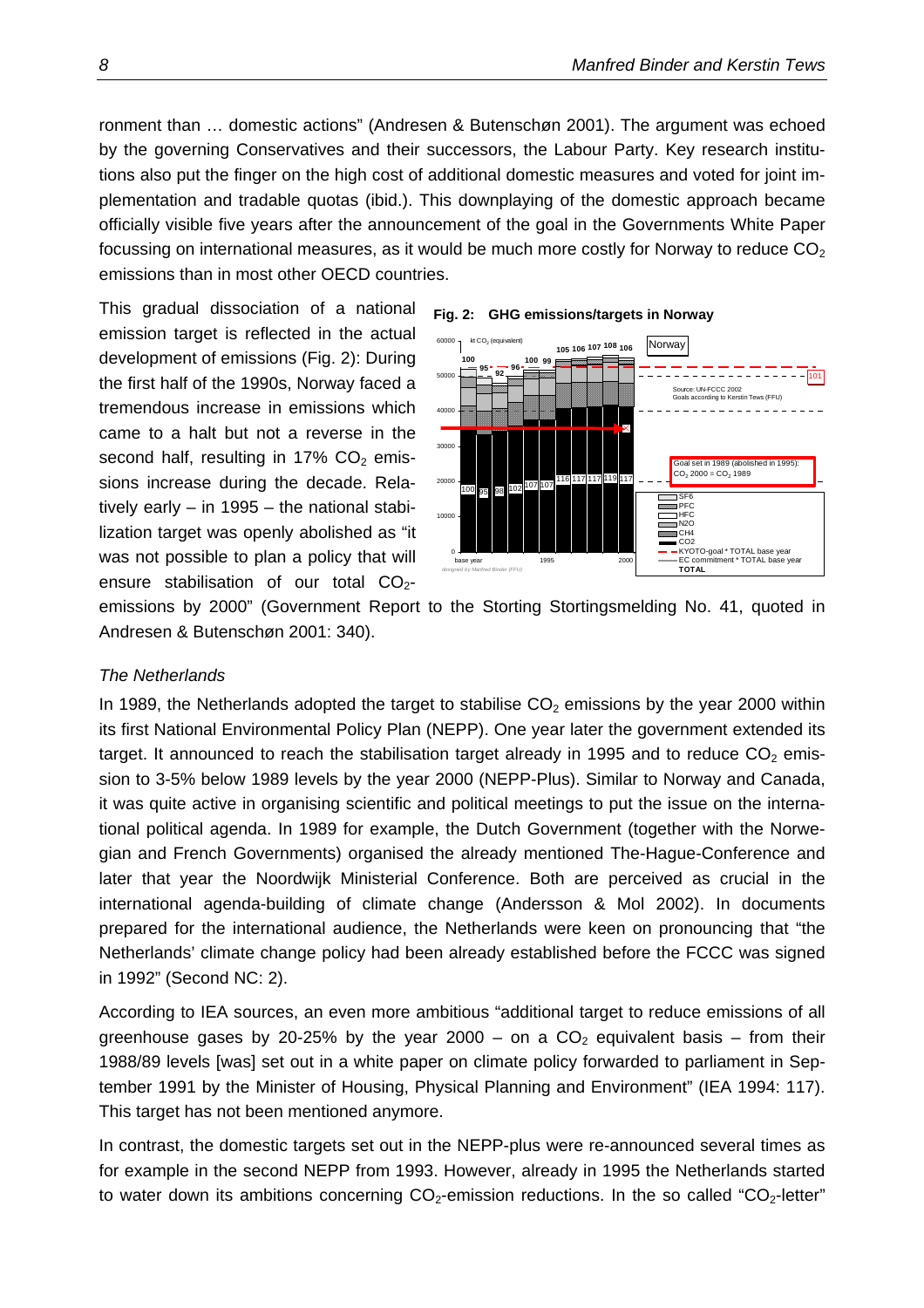ronment than … domestic actions" (Andresen & Butenschøn 2001). The argument was echoed by the governing Conservatives and their successors, the Labour Party. Key research institutions also put the finger on the high cost of additional domestic measures and voted for joint implementation and tradable quotas (ibid.). This downplaying of the domestic approach became officially visible five years after the announcement of the goal in the Governments White Paper focussing on international measures, as it would be much more costly for Norway to reduce $CO_2$ emissions than in most other OECD countries.

This gradual dissociation of a national emission target is reflected in the actual development of emissions (Fig. 2): During the first half of the 1990s, Norway faced a tremendous increase in emissions which came to a halt but not a reverse in the second half, resulting in 17% $CO_2$ emissions increase during the decade. Relatively early – in 1995 – the national stabilization target was openly abolished as "it was not possible to plan a policy that will ensure stabilisation of our total $CO_2$-emissions by 2000" (Government Report to the Storting Stortingsmelding No. 41, quoted in Andresen & Butenschøn 2001: 340).

**Fig. 2: GHG emissions/targets in Norway**

### *The Netherlands*

In 1989, the Netherlands adopted the target to stabilise $CO_2$ emissions by the year 2000 within its first National Environmental Policy Plan (NEPP). One year later the government extended its target. It announced to reach the stabilisation target already in 1995 and to reduce $CO_2$ emission to 3-5% below 1989 levels by the year 2000 (NEPP-Plus). Similar to Norway and Canada, it was quite active in organising scientific and political meetings to put the issue on the international political agenda. In 1989 for example, the Dutch Government (together with the Norwegian and French Governments) organised the already mentioned The-Hague-Conference and later that year the Noordwijk Ministerial Conference. Both are perceived as crucial in the international agenda-building of climate change (Andersson & Mol 2002). In documents prepared for the international audience, the Netherlands were keen on pronouncing that "the Netherlands' climate change policy had been already established before the FCCC was signed in 1992" (Second NC: 2).

According to IEA sources, an even more ambitious "additional target to reduce emissions of all greenhouse gases by 20-25% by the year 2000 – on a $CO_2$ equivalent basis – from their 1988/89 levels [was] set out in a white paper on climate policy forwarded to parliament in September 1991 by the Minister of Housing, Physical Planning and Environment" (IEA 1994: 117). This target has not been mentioned anymore.

In contrast, the domestic targets set out in the NEPP-plus were re-announced several times as for example in the second NEPP from 1993. However, already in 1995 the Netherlands started to water down its ambitions concerning $CO_2$-emission reductions. In the so called "$CO_2$-letter"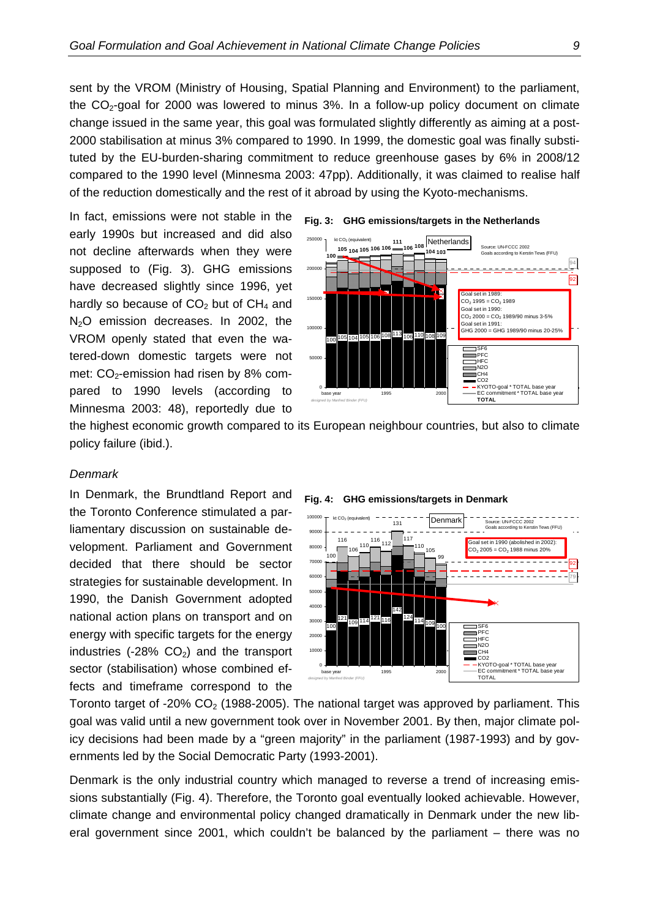sent by the VROM (Ministry of Housing, Spatial Planning and Environment) to the parliament, the $CO_2$-goal for 2000 was lowered to minus 3%. In a follow-up policy document on climate change issued in the same year, this goal was formulated slightly differently as aiming at a post-2000 stabilisation at minus 3% compared to 1990. In 1999, the domestic goal was finally substituted by the EU-burden-sharing commitment to reduce greenhouse gases by 6% in 2008/12 compared to the 1990 level (Minnesma 2003: 47pp). Additionally, it was claimed to realise half of the reduction domestically and the rest of it abroad by using the Kyoto-mechanisms.

In fact, emissions were not stable in the early 1990s but increased and did also not decline afterwards when they were supposed to (Fig. 3). GHG emissions have decreased slightly since 1996, yet hardly so because of $CO_2$ but of $CH_4$ and $N_2O$ emission decreases. In 2002, the VROM openly stated that even the watered-down domestic targets were not met: $CO_2$-emission had risen by 8% compared to 1990 levels (according to Minnesma 2003: 48), reportedly due to the highest economic growth compared to its European neighbour countries, but also to climate policy failure (ibid.).

**Fig. 3: GHG emissions/targets in the Netherlands**

## *Denmark*

In Denmark, the Brundtland Report and the Toronto Conference stimulated a parliamentary discussion on sustainable development. Parliament and Government decided that there should be sector strategies for sustainable development. In 1990, the Danish Government adopted national action plans on transport and on energy with specific targets for the energy industries (-28% $CO_2$) and the transport sector (stabilisation) whose combined effects and timeframe correspond to the Toronto target of -20% $CO_2$ (1988-2005). The national target was approved by parliament. This goal was valid until a new government took over in November 2001. By then, major climate policy decisions had been made by a "green majority" in the parliament (1987-1993) and by governments led by the Social Democratic Party (1993-2001).

**Fig. 4: GHG emissions/targets in Denmark**

Denmark is the only industrial country which managed to reverse a trend of increasing emissions substantially (Fig. 4). Therefore, the Toronto goal eventually looked achievable. However, climate change and environmental policy changed dramatically in Denmark under the new liberal government since 2001, which couldn't be balanced by the parliament – there was no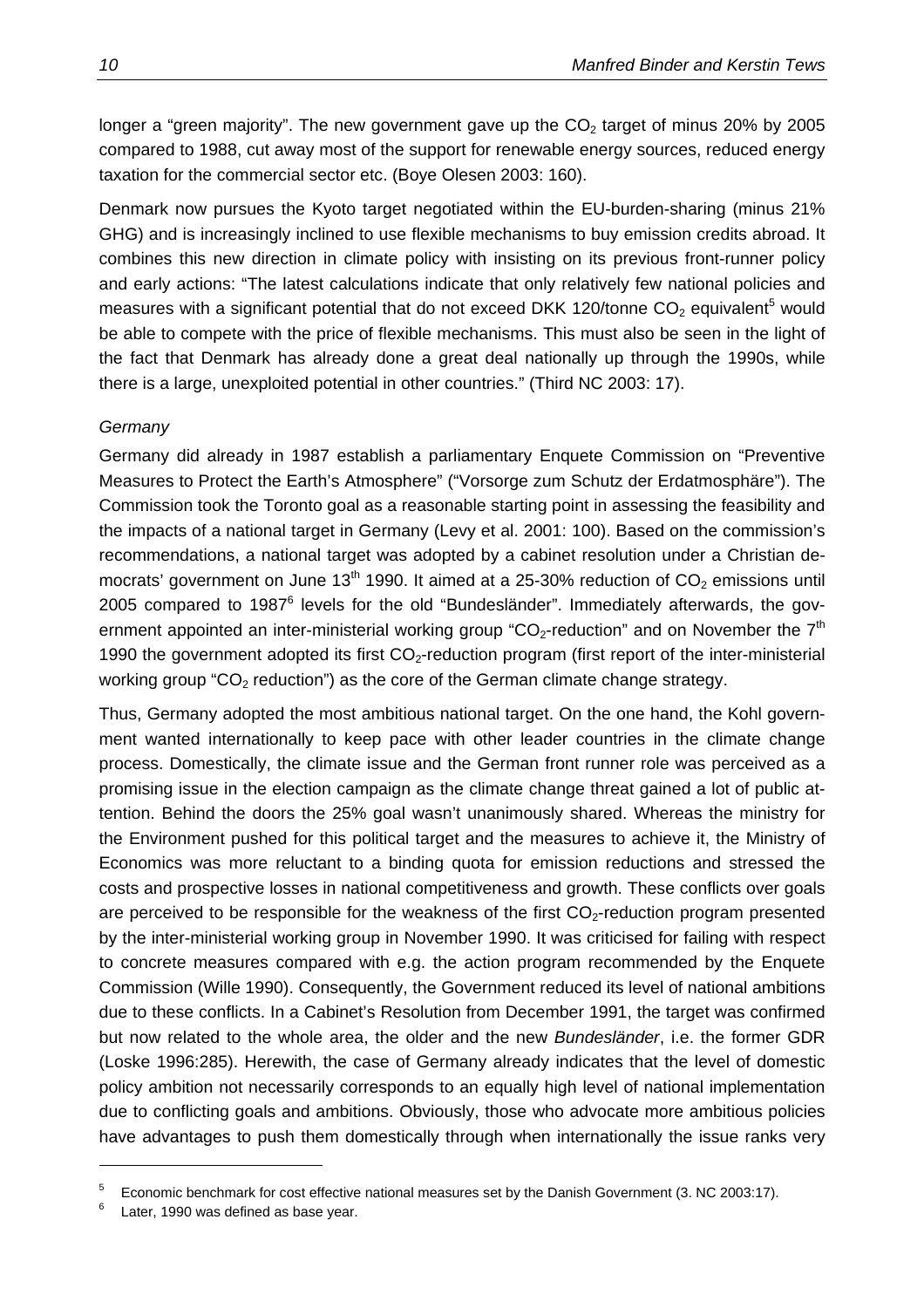longer a "green majority". The new government gave up the $CO_2$ target of minus 20% by 2005 compared to 1988, cut away most of the support for renewable energy sources, reduced energy taxation for the commercial sector etc. (Boye Olesen 2003: 160).

Denmark now pursues the Kyoto target negotiated within the EU-burden-sharing (minus 21% GHG) and is increasingly inclined to use flexible mechanisms to buy emission credits abroad. It combines this new direction in climate policy with insisting on its previous front-runner policy and early actions: "The latest calculations indicate that only relatively few national policies and measures with a significant potential that do not exceed DKK 120/tonne $CO_2$ equivalent[5] would be able to compete with the price of flexible mechanisms. This must also be seen in the light of the fact that Denmark has already done a great deal nationally up through the 1990s, while there is a large, unexploited potential in other countries." (Third NC 2003: 17).

*Germany*

Germany did already in 1987 establish a parliamentary Enquete Commission on "Preventive Measures to Protect the Earth's Atmosphere" ("Vorsorge zum Schutz der Erdatmosphäre"). The Commission took the Toronto goal as a reasonable starting point in assessing the feasibility and the impacts of a national target in Germany (Levy et al. 2001: 100). Based on the commission's recommendations, a national target was adopted by a cabinet resolution under a Christian democrats' government on June 13th 1990. It aimed at a 25-30% reduction of $CO_2$ emissions until 2005 compared to 1987[6] levels for the old "Bundesländer". Immediately afterwards, the government appointed an inter-ministerial working group "$CO_2$-reduction" and on November the 7th 1990 the government adopted its first $CO_2$-reduction program (first report of the inter-ministerial working group "$CO_2$ reduction") as the core of the German climate change strategy.

Thus, Germany adopted the most ambitious national target. On the one hand, the Kohl government wanted internationally to keep pace with other leader countries in the climate change process. Domestically, the climate issue and the German front runner role was perceived as a promising issue in the election campaign as the climate change threat gained a lot of public attention. Behind the doors the 25% goal wasn't unanimously shared. Whereas the ministry for the Environment pushed for this political target and the measures to achieve it, the Ministry of Economics was more reluctant to a binding quota for emission reductions and stressed the costs and prospective losses in national competitiveness and growth. These conflicts over goals are perceived to be responsible for the weakness of the first $CO_2$-reduction program presented by the inter-ministerial working group in November 1990. It was criticised for failing with respect to concrete measures compared with e.g. the action program recommended by the Enquete Commission (Wille 1990). Consequently, the Government reduced its level of national ambitions due to these conflicts. In a Cabinet's Resolution from December 1991, the target was confirmed but now related to the whole area, the older and the new *Bundesländer*, i.e. the former GDR (Loske 1996:285). Herewith, the case of Germany already indicates that the level of domestic policy ambition not necessarily corresponds to an equally high level of national implementation due to conflicting goals and ambitions. Obviously, those who advocate more ambitious policies have advantages to push them domestically through when internationally the issue ranks very

---

[5] Economic benchmark for cost effective national measures set by the Danish Government (3. NC 2003:17).

[6] Later, 1990 was defined as base year.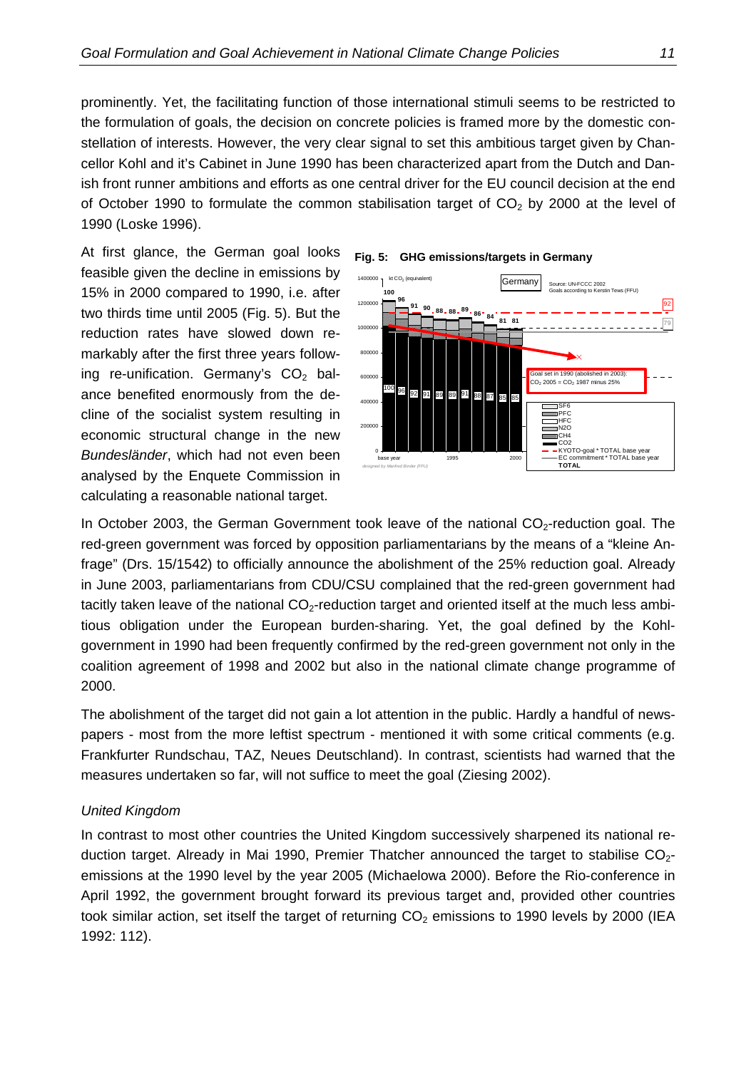prominently. Yet, the facilitating function of those international stimuli seems to be restricted to the formulation of goals, the decision on concrete policies is framed more by the domestic constellation of interests. However, the very clear signal to set this ambitious target given by Chancellor Kohl and it's Cabinet in June 1990 has been characterized apart from the Dutch and Danish front runner ambitions and efforts as one central driver for the EU council decision at the end of October 1990 to formulate the common stabilisation target of $CO_2$ by 2000 at the level of 1990 (Loske 1996).

At first glance, the German goal looks feasible given the decline in emissions by 15% in 2000 compared to 1990, i.e. after two thirds time until 2005 (Fig. 5). But the reduction rates have slowed down remarkably after the first three years following re-unification. Germany's $CO_2$ balance benefited enormously from the decline of the socialist system resulting in economic structural change in the new *Bundesländer*, which had not even been analysed by the Enquete Commission in calculating a reasonable national target.

**Fig. 5: GHG emissions/targets in Germany**

In October 2003, the German Government took leave of the national $CO_2$-reduction goal. The red-green government was forced by opposition parliamentarians by the means of a "kleine Anfrage" (Drs. 15/1542) to officially announce the abolishment of the 25% reduction goal. Already in June 2003, parliamentarians from CDU/CSU complained that the red-green government had tacitly taken leave of the national $CO_2$-reduction target and oriented itself at the much less ambitious obligation under the European burden-sharing. Yet, the goal defined by the Kohl-government in 1990 had been frequently confirmed by the red-green government not only in the coalition agreement of 1998 and 2002 but also in the national climate change programme of 2000.

The abolishment of the target did not gain a lot attention in the public. Hardly a handful of newspapers - most from the more leftist spectrum - mentioned it with some critical comments (e.g. Frankfurter Rundschau, TAZ, Neues Deutschland). In contrast, scientists had warned that the measures undertaken so far, will not suffice to meet the goal (Ziesing 2002).

*United Kingdom*

In contrast to most other countries the United Kingdom successively sharpened its national reduction target. Already in Mai 1990, Premier Thatcher announced the target to stabilise $CO_2$-emissions at the 1990 level by the year 2005 (Michaelowa 2000). Before the Rio-conference in April 1992, the government brought forward its previous target and, provided other countries took similar action, set itself the target of returning $CO_2$ emissions to 1990 levels by 2000 (IEA 1992: 112).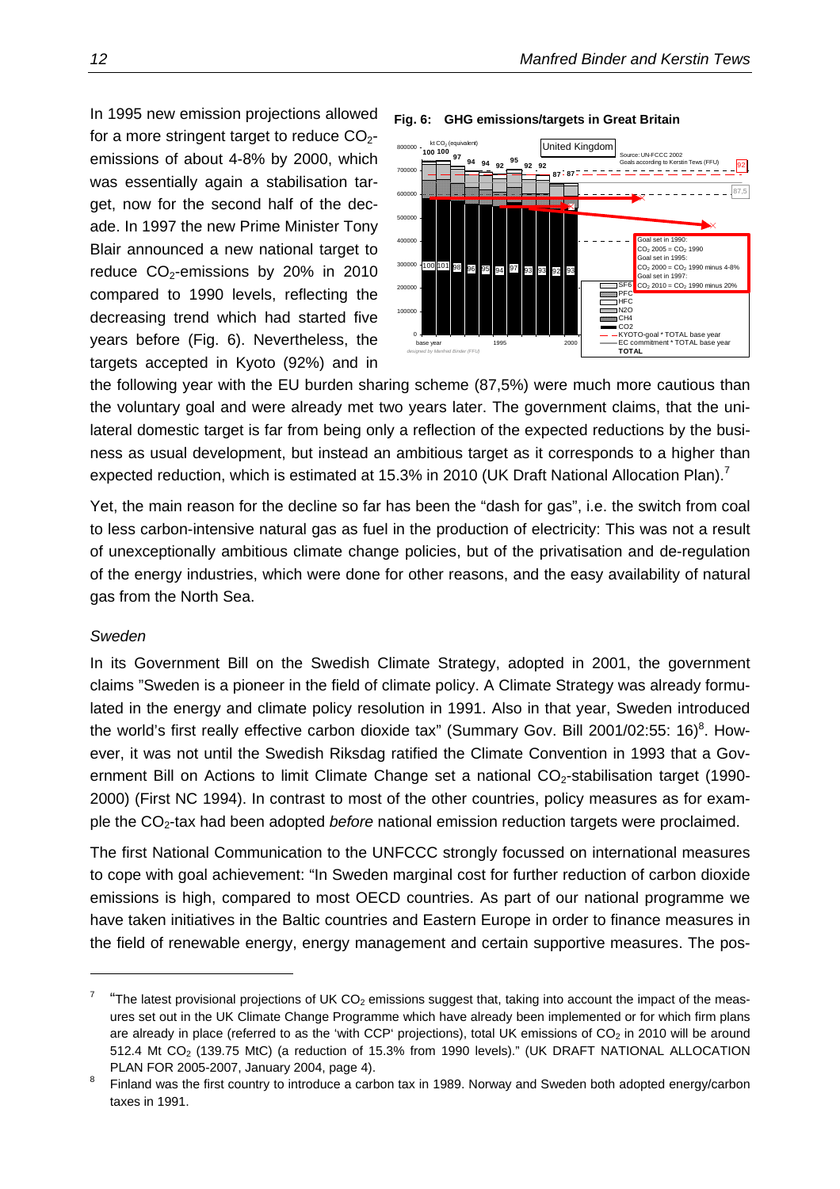In 1995 new emission projections allowed for a more stringent target to reduce $CO_2$-emissions of about 4-8% by 2000, which was essentially again a stabilisation target, now for the second half of the decade. In 1997 the new Prime Minister Tony Blair announced a new national target to reduce $CO_2$-emissions by 20% in 2010 compared to 1990 levels, reflecting the decreasing trend which had started five years before (Fig. 6). Nevertheless, the targets accepted in Kyoto (92%) and in the following year with the EU burden sharing scheme (87,5%) were much more cautious than the voluntary goal and were already met two years later. The government claims, that the unilateral domestic target is far from being only a reflection of the expected reductions by the business as usual development, but instead an ambitious target as it corresponds to a higher than expected reduction, which is estimated at 15.3% in 2010 (UK Draft National Allocation Plan).[7]

**Fig. 6: GHG emissions/targets in Great Britain**

Yet, the main reason for the decline so far has been the "dash for gas", i.e. the switch from coal to less carbon-intensive natural gas as fuel in the production of electricity: This was not a result of unexceptionally ambitious climate change policies, but of the privatisation and de-regulation of the energy industries, which were done for other reasons, and the easy availability of natural gas from the North Sea.

### *Sweden*

In its Government Bill on the Swedish Climate Strategy, adopted in 2001, the government claims "Sweden is a pioneer in the field of climate policy. A Climate Strategy was already formulated in the energy and climate policy resolution in 1991. Also in that year, Sweden introduced the world's first really effective carbon dioxide tax" (Summary Gov. Bill 2001/02:55: 16)[8]. However, it was not until the Swedish Riksdag ratified the Climate Convention in 1993 that a Government Bill on Actions to limit Climate Change set a national $CO_2$-stabilisation target (1990-2000) (First NC 1994). In contrast to most of the other countries, policy measures as for example the $CO_2$-tax had been adopted *before* national emission reduction targets were proclaimed.

The first National Communication to the UNFCCC strongly focussed on international measures to cope with goal achievement: "In Sweden marginal cost for further reduction of carbon dioxide emissions is high, compared to most OECD countries. As part of our national programme we have taken initiatives in the Baltic countries and Eastern Europe in order to finance measures in the field of renewable energy, energy management and certain supportive measures. The pos-

---

[7] "The latest provisional projections of UK $CO_2$ emissions suggest that, taking into account the impact of the measures set out in the UK Climate Change Programme which have already been implemented or for which firm plans are already in place (referred to as the 'with CCP' projections), total UK emissions of $CO_2$ in 2010 will be around 512.4 Mt $CO_2$ (139.75 MtC) (a reduction of 15.3% from 1990 levels)." (UK DRAFT NATIONAL ALLOCATION PLAN FOR 2005-2007, January 2004, page 4).

[8] Finland was the first country to introduce a carbon tax in 1989. Norway and Sweden both adopted energy/carbon taxes in 1991.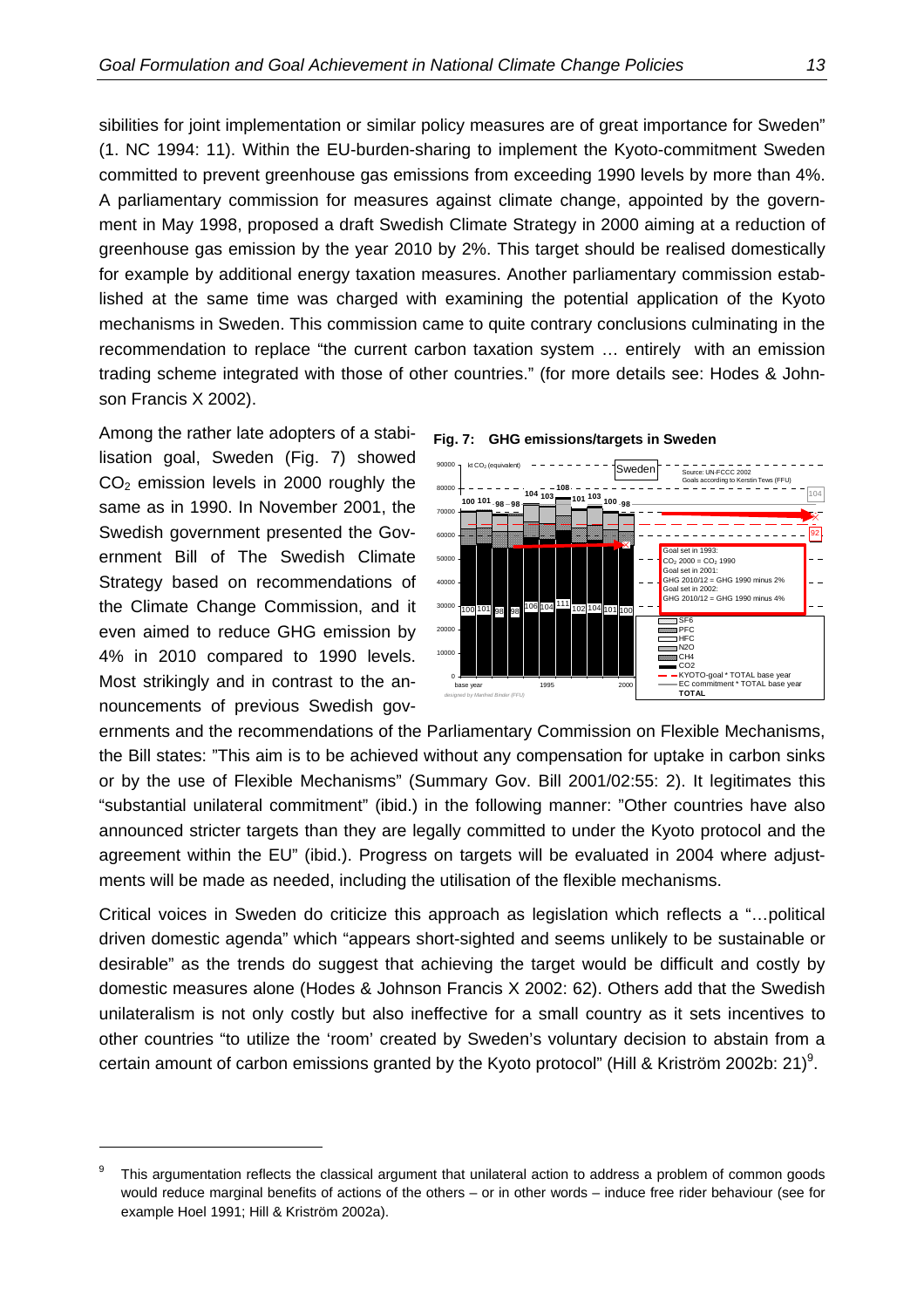sibilities for joint implementation or similar policy measures are of great importance for Sweden" (1. NC 1994: 11). Within the EU-burden-sharing to implement the Kyoto-commitment Sweden committed to prevent greenhouse gas emissions from exceeding 1990 levels by more than 4%. A parliamentary commission for measures against climate change, appointed by the government in May 1998, proposed a draft Swedish Climate Strategy in 2000 aiming at a reduction of greenhouse gas emission by the year 2010 by 2%. This target should be realised domestically for example by additional energy taxation measures. Another parliamentary commission established at the same time was charged with examining the potential application of the Kyoto mechanisms in Sweden. This commission came to quite contrary conclusions culminating in the recommendation to replace "the current carbon taxation system … entirely with an emission trading scheme integrated with those of other countries." (for more details see: Hodes & Johnson Francis X 2002).

Among the rather late adopters of a stabilisation goal, Sweden (Fig. 7) showed $CO_2$ emission levels in 2000 roughly the same as in 1990. In November 2001, the Swedish government presented the Government Bill of The Swedish Climate Strategy based on recommendations of the Climate Change Commission, and it even aimed to reduce GHG emission by 4% in 2010 compared to 1990 levels. Most strikingly and in contrast to the announcements of previous Swedish governments and the recommendations of the Parliamentary Commission on Flexible Mechanisms, the Bill states: "This aim is to be achieved without any compensation for uptake in carbon sinks or by the use of Flexible Mechanisms" (Summary Gov. Bill 2001/02:55: 2). It legitimates this "substantial unilateral commitment" (ibid.) in the following manner: "Other countries have also announced stricter targets than they are legally committed to under the Kyoto protocol and the agreement within the EU" (ibid.). Progress on targets will be evaluated in 2004 where adjustments will be made as needed, including the utilisation of the flexible mechanisms.

**Fig. 7: GHG emissions/targets in Sweden**

Critical voices in Sweden do criticize this approach as legislation which reflects a "…political driven domestic agenda" which "appears short-sighted and seems unlikely to be sustainable or desirable" as the trends do suggest that achieving the target would be difficult and costly by domestic measures alone (Hodes & Johnson Francis X 2002: 62). Others add that the Swedish unilateralism is not only costly but also ineffective for a small country as it sets incentives to other countries "to utilize the 'room' created by Sweden's voluntary decision to abstain from a certain amount of carbon emissions granted by the Kyoto protocol" (Hill & Kriström 2002b: 21)[9].

---

[9] This argumentation reflects the classical argument that unilateral action to address a problem of common goods would reduce marginal benefits of actions of the others – or in other words – induce free rider behaviour (see for example Hoel 1991; Hill & Kriström 2002a).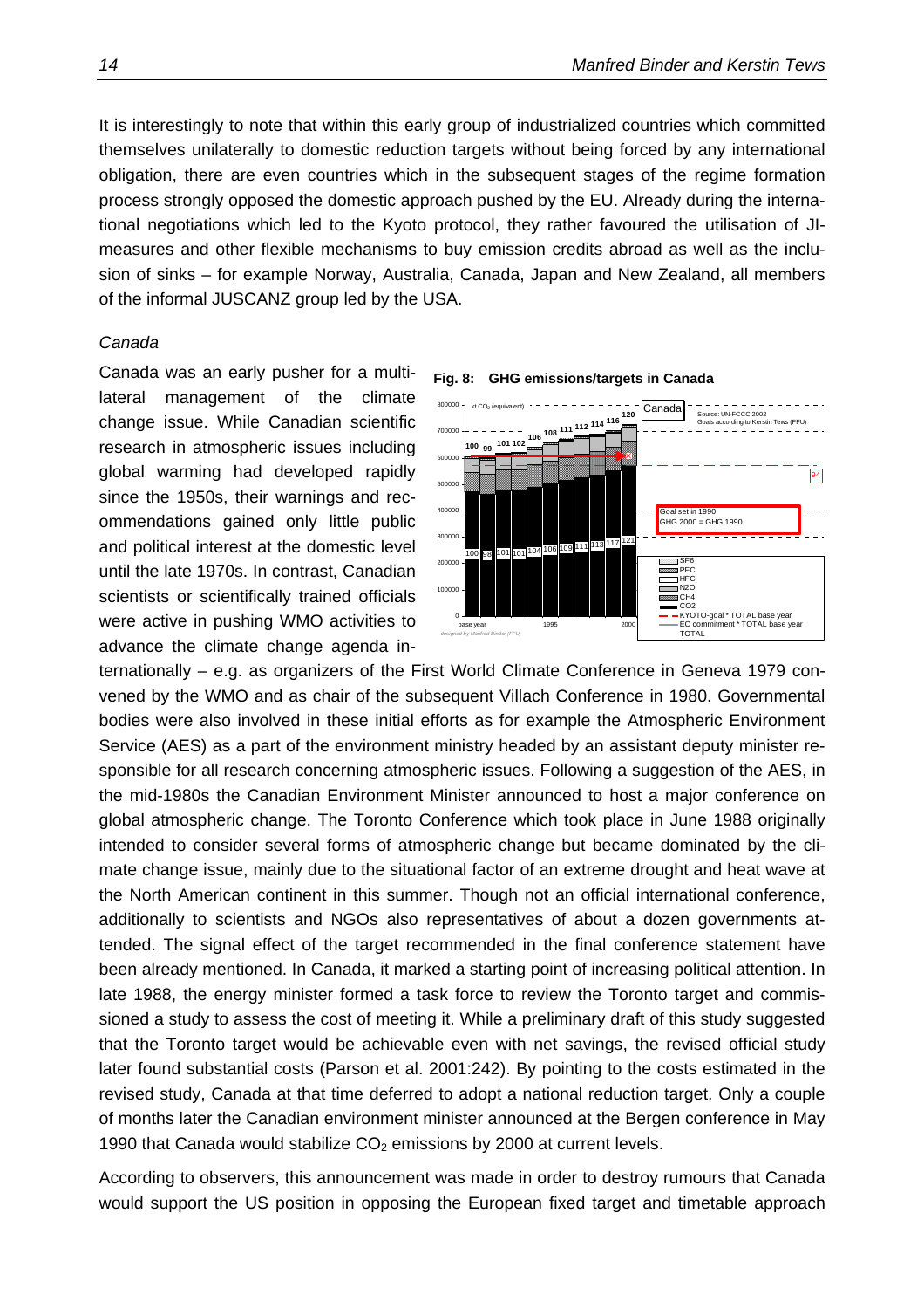It is interestingly to note that within this early group of industrialized countries which committed themselves unilaterally to domestic reduction targets without being forced by any international obligation, there are even countries which in the subsequent stages of the regime formation process strongly opposed the domestic approach pushed by the EU. Already during the international negotiations which led to the Kyoto protocol, they rather favoured the utilisation of JI-measures and other flexible mechanisms to buy emission credits abroad as well as the inclusion of sinks – for example Norway, Australia, Canada, Japan and New Zealand, all members of the informal JUSCANZ group led by the USA.

*Canada*

Canada was an early pusher for a multilateral management of the climate change issue. While Canadian scientific research in atmospheric issues including global warming had developed rapidly since the 1950s, their warnings and recommendations gained only little public and political interest at the domestic level until the late 1970s. In contrast, Canadian scientists or scientifically trained officials were active in pushing WMO activities to advance the climate change agenda internationally – e.g. as organizers of the First World Climate Conference in Geneva 1979 convened by the WMO and as chair of the subsequent Villach Conference in 1980. Governmental bodies were also involved in these initial efforts as for example the Atmospheric Environment Service (AES) as a part of the environment ministry headed by an assistant deputy minister responsible for all research concerning atmospheric issues. Following a suggestion of the AES, in the mid-1980s the Canadian Environment Minister announced to host a major conference on global atmospheric change. The Toronto Conference which took place in June 1988 originally intended to consider several forms of atmospheric change but became dominated by the climate change issue, mainly due to the situational factor of an extreme drought and heat wave at the North American continent in this summer. Though not an official international conference, additionally to scientists and NGOs also representatives of about a dozen governments attended. The signal effect of the target recommended in the final conference statement have been already mentioned. In Canada, it marked a starting point of increasing political attention. In late 1988, the energy minister formed a task force to review the Toronto target and commissioned a study to assess the cost of meeting it. While a preliminary draft of this study suggested that the Toronto target would be achievable even with net savings, the revised official study later found substantial costs (Parson et al. 2001:242). By pointing to the costs estimated in the revised study, Canada at that time deferred to adopt a national reduction target. Only a couple of months later the Canadian environment minister announced at the Bergen conference in May 1990 that Canada would stabilize $CO_2$ emissions by 2000 at current levels.

**Fig. 8: GHG emissions/targets in Canada**

According to observers, this announcement was made in order to destroy rumours that Canada would support the US position in opposing the European fixed target and timetable approach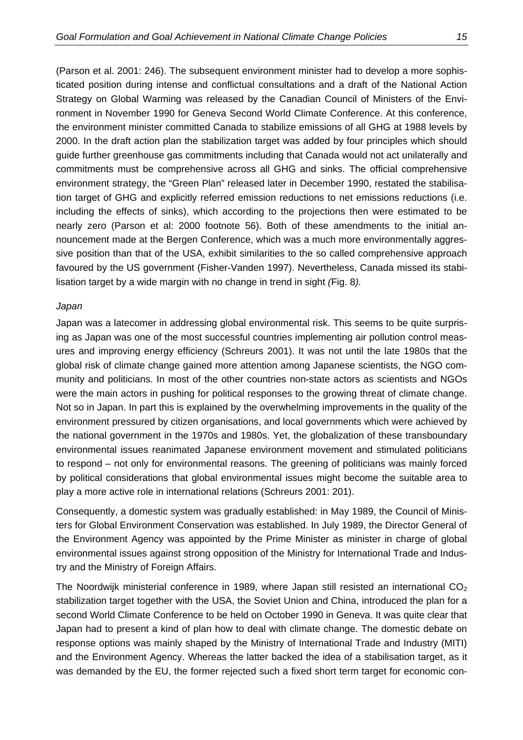(Parson et al. 2001: 246). The subsequent environment minister had to develop a more sophisticated position during intense and conflictual consultations and a draft of the National Action Strategy on Global Warming was released by the Canadian Council of Ministers of the Environment in November 1990 for Geneva Second World Climate Conference. At this conference, the environment minister committed Canada to stabilize emissions of all GHG at 1988 levels by 2000. In the draft action plan the stabilization target was added by four principles which should guide further greenhouse gas commitments including that Canada would not act unilaterally and commitments must be comprehensive across all GHG and sinks. The official comprehensive environment strategy, the "Green Plan" released later in December 1990, restated the stabilisation target of GHG and explicitly referred emission reductions to net emissions reductions (i.e. including the effects of sinks), which according to the projections then were estimated to be nearly zero (Parson et al: 2000 footnote 56). Both of these amendments to the initial announcement made at the Bergen Conference, which was a much more environmentally aggressive position than that of the USA, exhibit similarities to the so called comprehensive approach favoured by the US government (Fisher-Vanden 1997). Nevertheless, Canada missed its stabilisation target by a wide margin with no change in trend in sight *(*Fig. 8*).*

*Japan*

Japan was a latecomer in addressing global environmental risk. This seems to be quite surprising as Japan was one of the most successful countries implementing air pollution control measures and improving energy efficiency (Schreurs 2001). It was not until the late 1980s that the global risk of climate change gained more attention among Japanese scientists, the NGO community and politicians. In most of the other countries non-state actors as scientists and NGOs were the main actors in pushing for political responses to the growing threat of climate change. Not so in Japan. In part this is explained by the overwhelming improvements in the quality of the environment pressured by citizen organisations, and local governments which were achieved by the national government in the 1970s and 1980s. Yet, the globalization of these transboundary environmental issues reanimated Japanese environment movement and stimulated politicians to respond – not only for environmental reasons. The greening of politicians was mainly forced by political considerations that global environmental issues might become the suitable area to play a more active role in international relations (Schreurs 2001: 201).

Consequently, a domestic system was gradually established: in May 1989, the Council of Ministers for Global Environment Conservation was established. In July 1989, the Director General of the Environment Agency was appointed by the Prime Minister as minister in charge of global environmental issues against strong opposition of the Ministry for International Trade and Industry and the Ministry of Foreign Affairs.

The Noordwijk ministerial conference in 1989, where Japan still resisted an international $CO_2$ stabilization target together with the USA, the Soviet Union and China, introduced the plan for a second World Climate Conference to be held on October 1990 in Geneva. It was quite clear that Japan had to present a kind of plan how to deal with climate change. The domestic debate on response options was mainly shaped by the Ministry of International Trade and Industry (MITI) and the Environment Agency. Whereas the latter backed the idea of a stabilisation target, as it was demanded by the EU, the former rejected such a fixed short term target for economic con-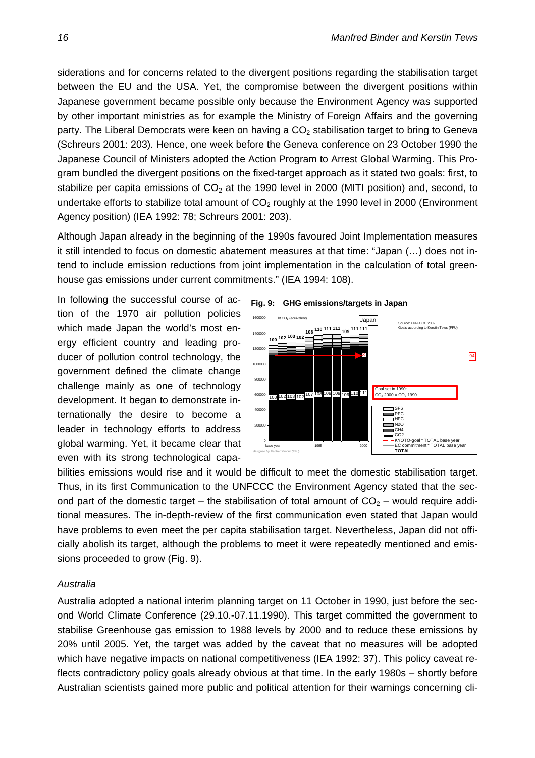siderations and for concerns related to the divergent positions regarding the stabilisation target between the EU and the USA. Yet, the compromise between the divergent positions within Japanese government became possible only because the Environment Agency was supported by other important ministries as for example the Ministry of Foreign Affairs and the governing party. The Liberal Democrats were keen on having a $CO_2$ stabilisation target to bring to Geneva (Schreurs 2001: 203). Hence, one week before the Geneva conference on 23 October 1990 the Japanese Council of Ministers adopted the Action Program to Arrest Global Warming. This Program bundled the divergent positions on the fixed-target approach as it stated two goals: first, to stabilize per capita emissions of $CO_2$ at the 1990 level in 2000 (MITI position) and, second, to undertake efforts to stabilize total amount of $CO_2$ roughly at the 1990 level in 2000 (Environment Agency position) (IEA 1992: 78; Schreurs 2001: 203).

Although Japan already in the beginning of the 1990s favoured Joint Implementation measures it still intended to focus on domestic abatement measures at that time: "Japan (…) does not intend to include emission reductions from joint implementation in the calculation of total greenhouse gas emissions under current commitments." (IEA 1994: 108).

In following the successful course of action of the 1970 air pollution policies which made Japan the world's most energy efficient country and leading producer of pollution control technology, the government defined the climate change challenge mainly as one of technology development. It began to demonstrate internationally the desire to become a leader in technology efforts to address global warming. Yet, it became clear that even with its strong technological capabilities emissions would rise and it would be difficult to meet the domestic stabilisation target. Thus, in its first Communication to the UNFCCC the Environment Agency stated that the second part of the domestic target – the stabilisation of total amount of $CO_2$ – would require additional measures. The in-depth-review of the first communication even stated that Japan would have problems to even meet the per capita stabilisation target. Nevertheless, Japan did not officially abolish its target, although the problems to meet it were repeatedly mentioned and emissions proceeded to grow (Fig. 9).

**Fig. 9: GHG emissions/targets in Japan**

### *Australia*

Australia adopted a national interim planning target on 11 October in 1990, just before the second World Climate Conference (29.10.-07.11.1990). This target committed the government to stabilise Greenhouse gas emission to 1988 levels by 2000 and to reduce these emissions by 20% until 2005. Yet, the target was added by the caveat that no measures will be adopted which have negative impacts on national competitiveness (IEA 1992: 37). This policy caveat reflects contradictory policy goals already obvious at that time. In the early 1980s – shortly before Australian scientists gained more public and political attention for their warnings concerning cli-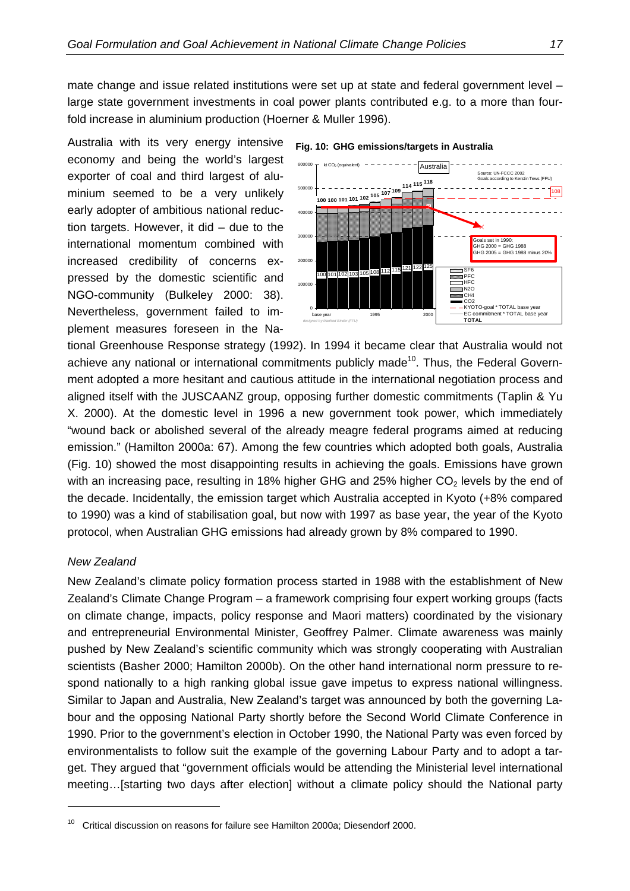mate change and issue related institutions were set up at state and federal government level – large state government investments in coal power plants contributed e.g. to a more than four-fold increase in aluminium production (Hoerner & Muller 1996).

Australia with its very energy intensive economy and being the world's largest exporter of coal and third largest of aluminium seemed to be a very unlikely early adopter of ambitious national reduction targets. However, it did – due to the international momentum combined with increased credibility of concerns expressed by the domestic scientific and NGO-community (Bulkeley 2000: 38). Nevertheless, government failed to implement measures foreseen in the National Greenhouse Response strategy (1992). In 1994 it became clear that Australia would not achieve any national or international commitments publicly made[10]. Thus, the Federal Government adopted a more hesitant and cautious attitude in the international negotiation process and aligned itself with the JUSCAANZ group, opposing further domestic commitments (Taplin & Yu X. 2000). At the domestic level in 1996 a new government took power, which immediately "wound back or abolished several of the already meagre federal programs aimed at reducing emission." (Hamilton 2000a: 67). Among the few countries which adopted both goals, Australia (Fig. 10) showed the most disappointing results in achieving the goals. Emissions have grown with an increasing pace, resulting in 18% higher GHG and 25% higher $CO_2$ levels by the end of the decade. Incidentally, the emission target which Australia accepted in Kyoto (+8% compared to 1990) was a kind of stabilisation goal, but now with 1997 as base year, the year of the Kyoto protocol, when Australian GHG emissions had already grown by 8% compared to 1990.

**Fig. 10: GHG emissions/targets in Australia**

### *New Zealand*

New Zealand's climate policy formation process started in 1988 with the establishment of New Zealand's Climate Change Program – a framework comprising four expert working groups (facts on climate change, impacts, policy response and Maori matters) coordinated by the visionary and entrepreneurial Environmental Minister, Geoffrey Palmer. Climate awareness was mainly pushed by New Zealand's scientific community which was strongly cooperating with Australian scientists (Basher 2000; Hamilton 2000b). On the other hand international norm pressure to respond nationally to a high ranking global issue gave impetus to express national willingness. Similar to Japan and Australia, New Zealand's target was announced by both the governing Labour and the opposing National Party shortly before the Second World Climate Conference in 1990. Prior to the government's election in October 1990, the National Party was even forced by environmentalists to follow suit the example of the governing Labour Party and to adopt a target. They argued that "government officials would be attending the Ministerial level international meeting…[starting two days after election] without a climate policy should the National party

[10] Critical discussion on reasons for failure see Hamilton 2000a; Diesendorf 2000.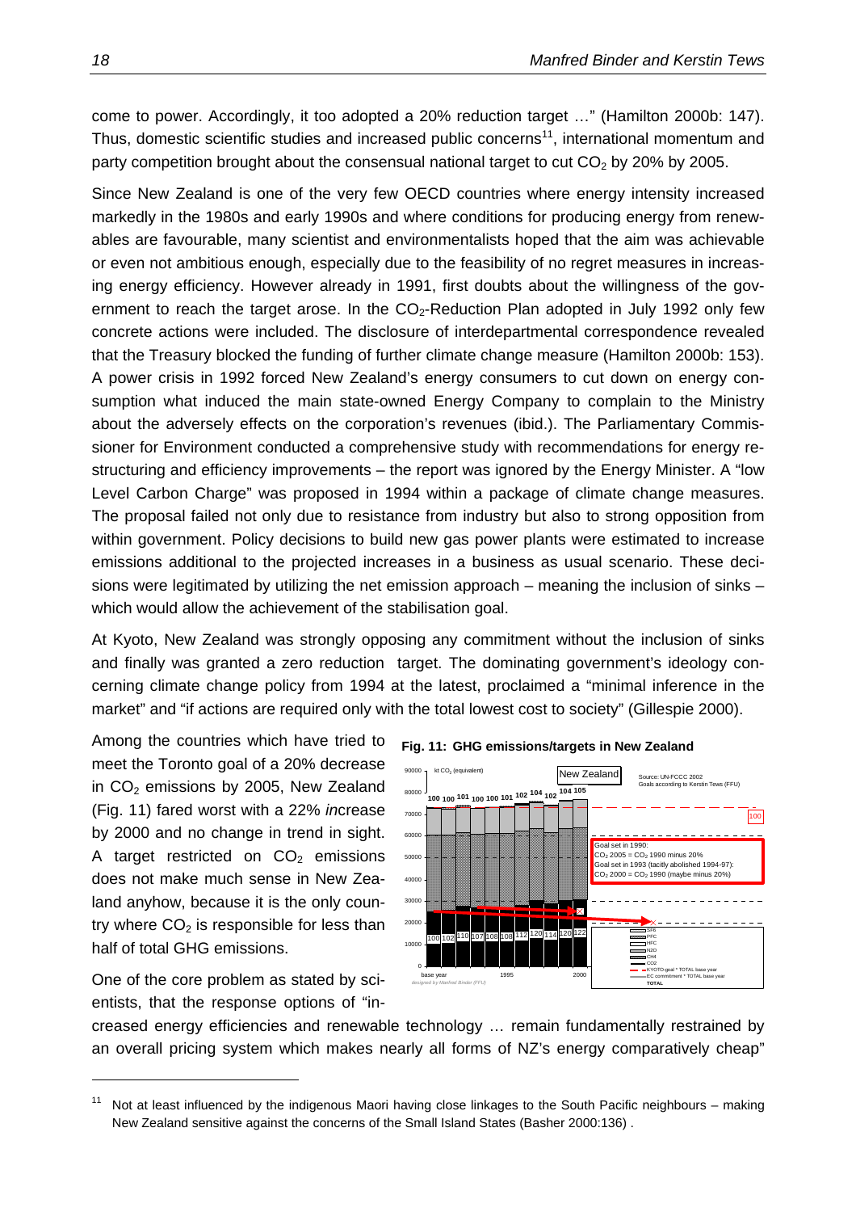come to power. Accordingly, it too adopted a 20% reduction target …" (Hamilton 2000b: 147). Thus, domestic scientific studies and increased public concerns[11], international momentum and party competition brought about the consensual national target to cut $CO_2$ by 20% by 2005.

Since New Zealand is one of the very few OECD countries where energy intensity increased markedly in the 1980s and early 1990s and where conditions for producing energy from renewables are favourable, many scientist and environmentalists hoped that the aim was achievable or even not ambitious enough, especially due to the feasibility of no regret measures in increasing energy efficiency. However already in 1991, first doubts about the willingness of the government to reach the target arose. In the $CO_2$-Reduction Plan adopted in July 1992 only few concrete actions were included. The disclosure of interdepartmental correspondence revealed that the Treasury blocked the funding of further climate change measure (Hamilton 2000b: 153). A power crisis in 1992 forced New Zealand's energy consumers to cut down on energy consumption what induced the main state-owned Energy Company to complain to the Ministry about the adversely effects on the corporation's revenues (ibid.). The Parliamentary Commissioner for Environment conducted a comprehensive study with recommendations for energy restructuring and efficiency improvements – the report was ignored by the Energy Minister. A "low Level Carbon Charge" was proposed in 1994 within a package of climate change measures. The proposal failed not only due to resistance from industry but also to strong opposition from within government. Policy decisions to build new gas power plants were estimated to increase emissions additional to the projected increases in a business as usual scenario. These decisions were legitimated by utilizing the net emission approach – meaning the inclusion of sinks – which would allow the achievement of the stabilisation goal.

At Kyoto, New Zealand was strongly opposing any commitment without the inclusion of sinks and finally was granted a zero reduction target. The dominating government's ideology concerning climate change policy from 1994 at the latest, proclaimed a "minimal inference in the market" and "if actions are required only with the total lowest cost to society" (Gillespie 2000).

Among the countries which have tried to meet the Toronto goal of a 20% decrease in $CO_2$ emissions by 2005, New Zealand (Fig. 11) fared worst with a 22% *in*crease by 2000 and no change in trend in sight. A target restricted on $CO_2$ emissions does not make much sense in New Zealand anyhow, because it is the only country where $CO_2$ is responsible for less than half of total GHG emissions.

**Fig. 11: GHG emissions/targets in New Zealand**

One of the core problem as stated by scientists, that the response options of "increased energy efficiencies and renewable technology … remain fundamentally restrained by an overall pricing system which makes nearly all forms of NZ's energy comparatively cheap"

[11] Not at least influenced by the indigenous Maori having close linkages to the South Pacific neighbours – making New Zealand sensitive against the concerns of the Small Island States (Basher 2000:136) .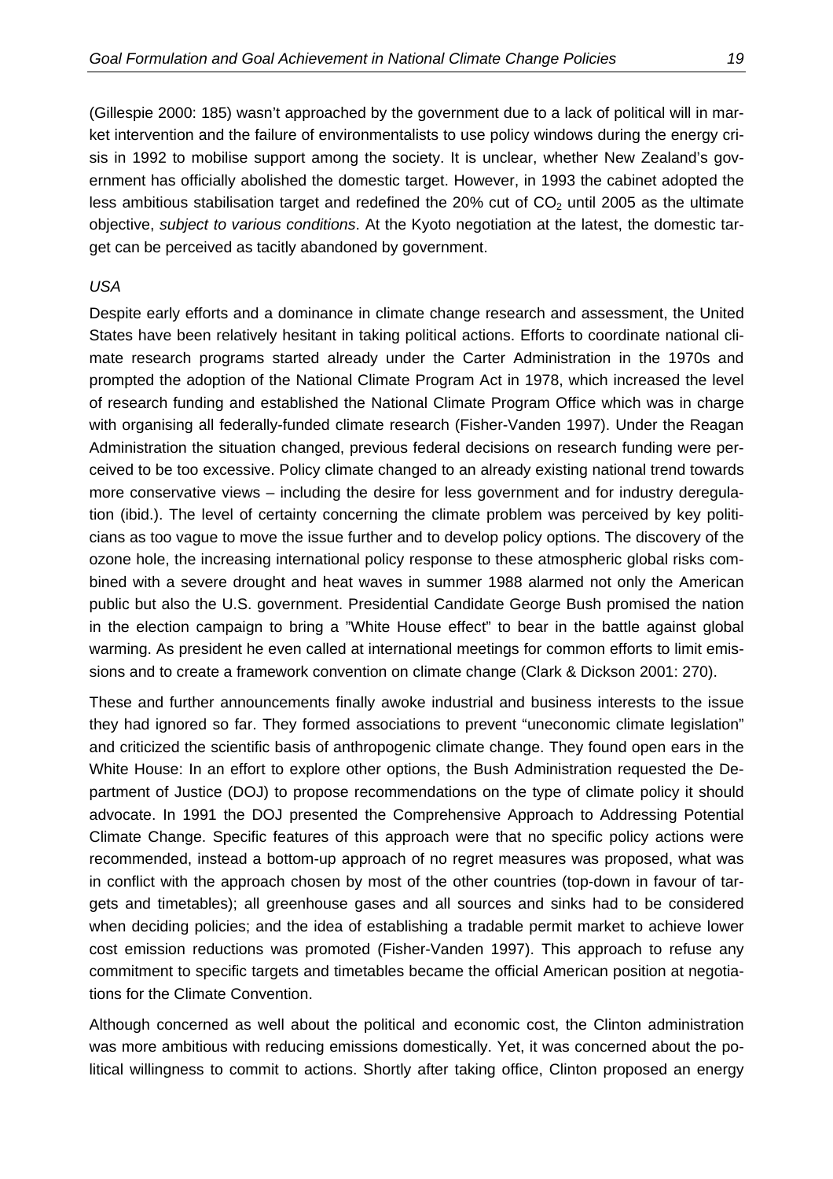(Gillespie 2000: 185) wasn't approached by the government due to a lack of political will in market intervention and the failure of environmentalists to use policy windows during the energy crisis in 1992 to mobilise support among the society. It is unclear, whether New Zealand's government has officially abolished the domestic target. However, in 1993 the cabinet adopted the less ambitious stabilisation target and redefined the 20% cut of $CO_2$ until 2005 as the ultimate objective, *subject to various conditions*. At the Kyoto negotiation at the latest, the domestic target can be perceived as tacitly abandoned by government.

*USA*

Despite early efforts and a dominance in climate change research and assessment, the United States have been relatively hesitant in taking political actions. Efforts to coordinate national climate research programs started already under the Carter Administration in the 1970s and prompted the adoption of the National Climate Program Act in 1978, which increased the level of research funding and established the National Climate Program Office which was in charge with organising all federally-funded climate research (Fisher-Vanden 1997). Under the Reagan Administration the situation changed, previous federal decisions on research funding were perceived to be too excessive. Policy climate changed to an already existing national trend towards more conservative views – including the desire for less government and for industry deregulation (ibid.). The level of certainty concerning the climate problem was perceived by key politicians as too vague to move the issue further and to develop policy options. The discovery of the ozone hole, the increasing international policy response to these atmospheric global risks combined with a severe drought and heat waves in summer 1988 alarmed not only the American public but also the U.S. government. Presidential Candidate George Bush promised the nation in the election campaign to bring a "White House effect" to bear in the battle against global warming. As president he even called at international meetings for common efforts to limit emissions and to create a framework convention on climate change (Clark & Dickson 2001: 270).

These and further announcements finally awoke industrial and business interests to the issue they had ignored so far. They formed associations to prevent "uneconomic climate legislation" and criticized the scientific basis of anthropogenic climate change. They found open ears in the White House: In an effort to explore other options, the Bush Administration requested the Department of Justice (DOJ) to propose recommendations on the type of climate policy it should advocate. In 1991 the DOJ presented the Comprehensive Approach to Addressing Potential Climate Change. Specific features of this approach were that no specific policy actions were recommended, instead a bottom-up approach of no regret measures was proposed, what was in conflict with the approach chosen by most of the other countries (top-down in favour of targets and timetables); all greenhouse gases and all sources and sinks had to be considered when deciding policies; and the idea of establishing a tradable permit market to achieve lower cost emission reductions was promoted (Fisher-Vanden 1997). This approach to refuse any commitment to specific targets and timetables became the official American position at negotiations for the Climate Convention.

Although concerned as well about the political and economic cost, the Clinton administration was more ambitious with reducing emissions domestically. Yet, it was concerned about the political willingness to commit to actions. Shortly after taking office, Clinton proposed an energy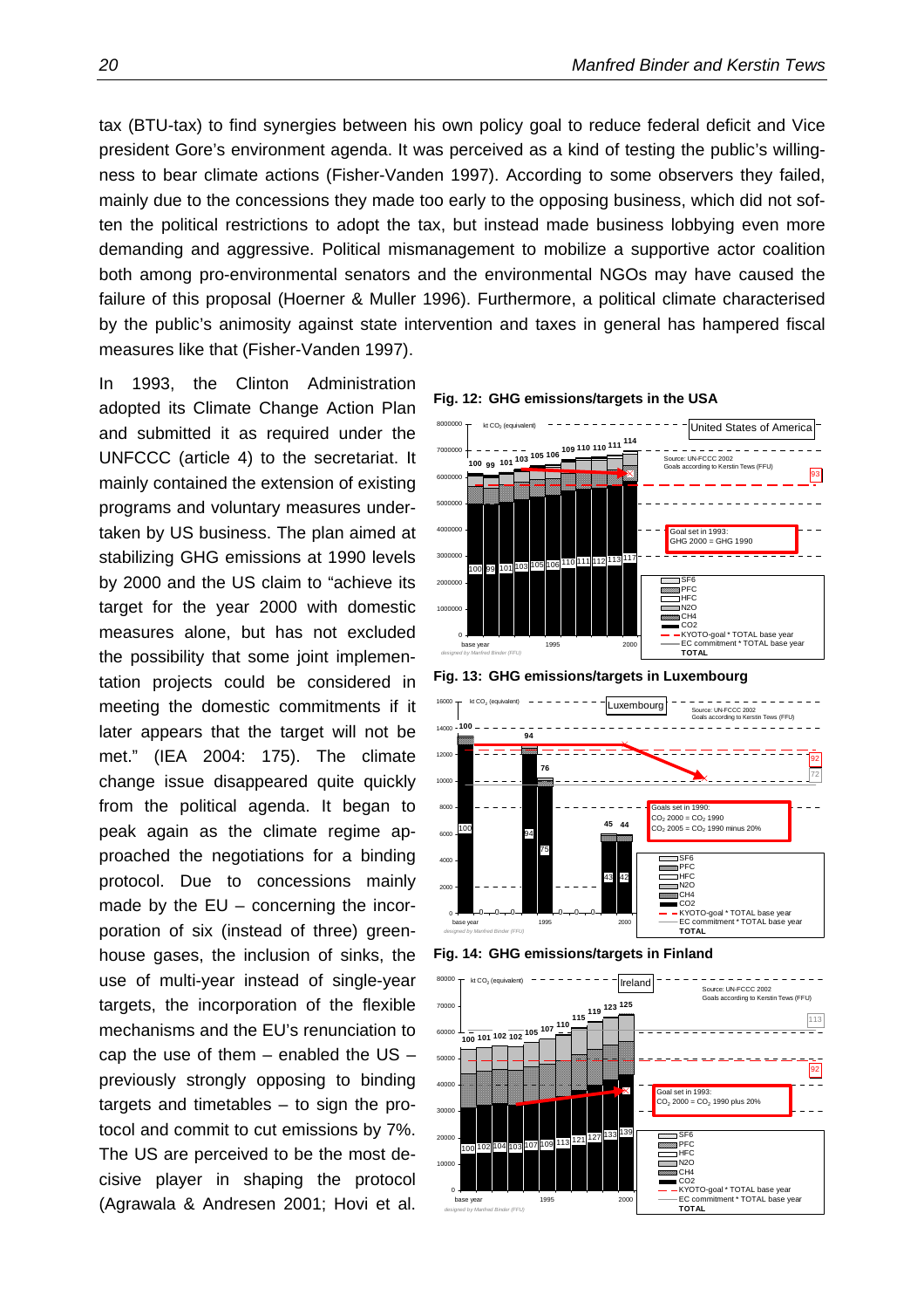tax (BTU-tax) to find synergies between his own policy goal to reduce federal deficit and Vice president Gore's environment agenda. It was perceived as a kind of testing the public's willingness to bear climate actions (Fisher-Vanden 1997). According to some observers they failed, mainly due to the concessions they made too early to the opposing business, which did not soften the political restrictions to adopt the tax, but instead made business lobbying even more demanding and aggressive. Political mismanagement to mobilize a supportive actor coalition both among pro-environmental senators and the environmental NGOs may have caused the failure of this proposal (Hoerner & Muller 1996). Furthermore, a political climate characterised by the public's animosity against state intervention and taxes in general has hampered fiscal measures like that (Fisher-Vanden 1997).

In 1993, the Clinton Administration adopted its Climate Change Action Plan and submitted it as required under the UNFCCC (article 4) to the secretariat. It mainly contained the extension of existing programs and voluntary measures undertaken by US business. The plan aimed at stabilizing GHG emissions at 1990 levels by 2000 and the US claim to "achieve its target for the year 2000 with domestic measures alone, but has not excluded the possibility that some joint implementation projects could be considered in meeting the domestic commitments if it later appears that the target will not be met." (IEA 2004: 175). The climate change issue disappeared quite quickly from the political agenda. It began to peak again as the climate regime approached the negotiations for a binding protocol. Due to concessions mainly made by the EU – concerning the incorporation of six (instead of three) greenhouse gases, the inclusion of sinks, the use of multi-year instead of single-year targets, the incorporation of the flexible mechanisms and the EU's renunciation to cap the use of them – enabled the US – previously strongly opposing to binding targets and timetables – to sign the protocol and commit to cut emissions by 7%. The US are perceived to be the most decisive player in shaping the protocol (Agrawala & Andresen 2001; Hovi et al.

**Fig. 12: GHG emissions/targets in the USA**

**Fig. 13: GHG emissions/targets in Luxembourg**

**Fig. 14: GHG emissions/targets in Finland**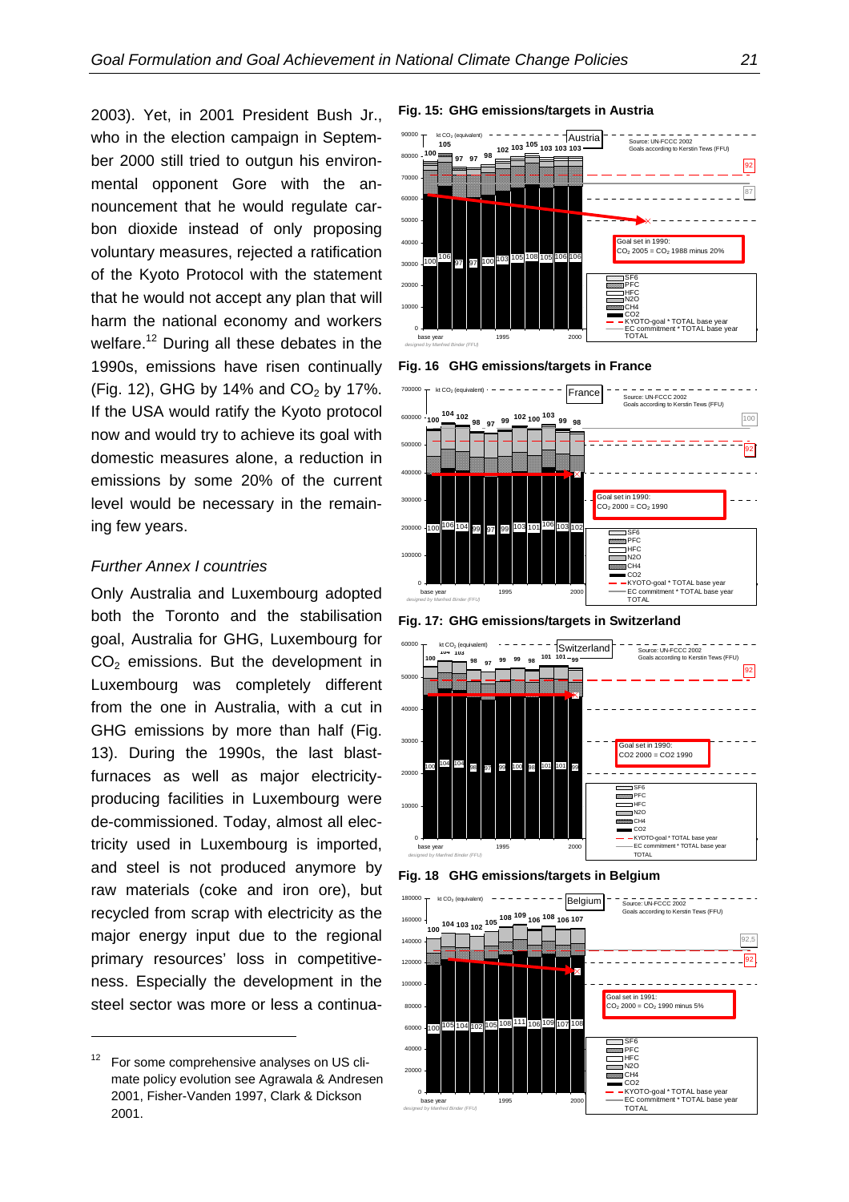2003). Yet, in 2001 President Bush Jr., who in the election campaign in September 2000 still tried to outgun his environmental opponent Gore with the announcement that he would regulate carbon dioxide instead of only proposing voluntary measures, rejected a ratification of the Kyoto Protocol with the statement that he would not accept any plan that will harm the national economy and workers welfare.[12] During all these debates in the 1990s, emissions have risen continually (Fig. 12), GHG by 14% and $CO_2$ by 17%. If the USA would ratify the Kyoto protocol now and would try to achieve its goal with domestic measures alone, a reduction in emissions by some 20% of the current level would be necessary in the remaining few years.

*Further Annex I countries*

Only Australia and Luxembourg adopted both the Toronto and the stabilisation goal, Australia for GHG, Luxembourg for $CO_2$ emissions. But the development in Luxembourg was completely different from the one in Australia, with a cut in GHG emissions by more than half (Fig. 13). During the 1990s, the last blast-furnaces as well as major electricity-producing facilities in Luxembourg were de-commissioned. Today, almost all electricity used in Luxembourg is imported, and steel is not produced anymore by raw materials (coke and iron ore), but recycled from scrap with electricity as the major energy input due to the regional primary resources' loss in competitiveness. Especially the development in the steel sector was more or less a continua-

**Fig. 15: GHG emissions/targets in Austria**

**Fig. 16 GHG emissions/targets in France**

**Fig. 17: GHG emissions/targets in Switzerland**

**Fig. 18 GHG emissions/targets in Belgium**

---

[12] For some comprehensive analyses on US climate policy evolution see Agrawala & Andresen 2001, Fisher-Vanden 1997, Clark & Dickson 2001.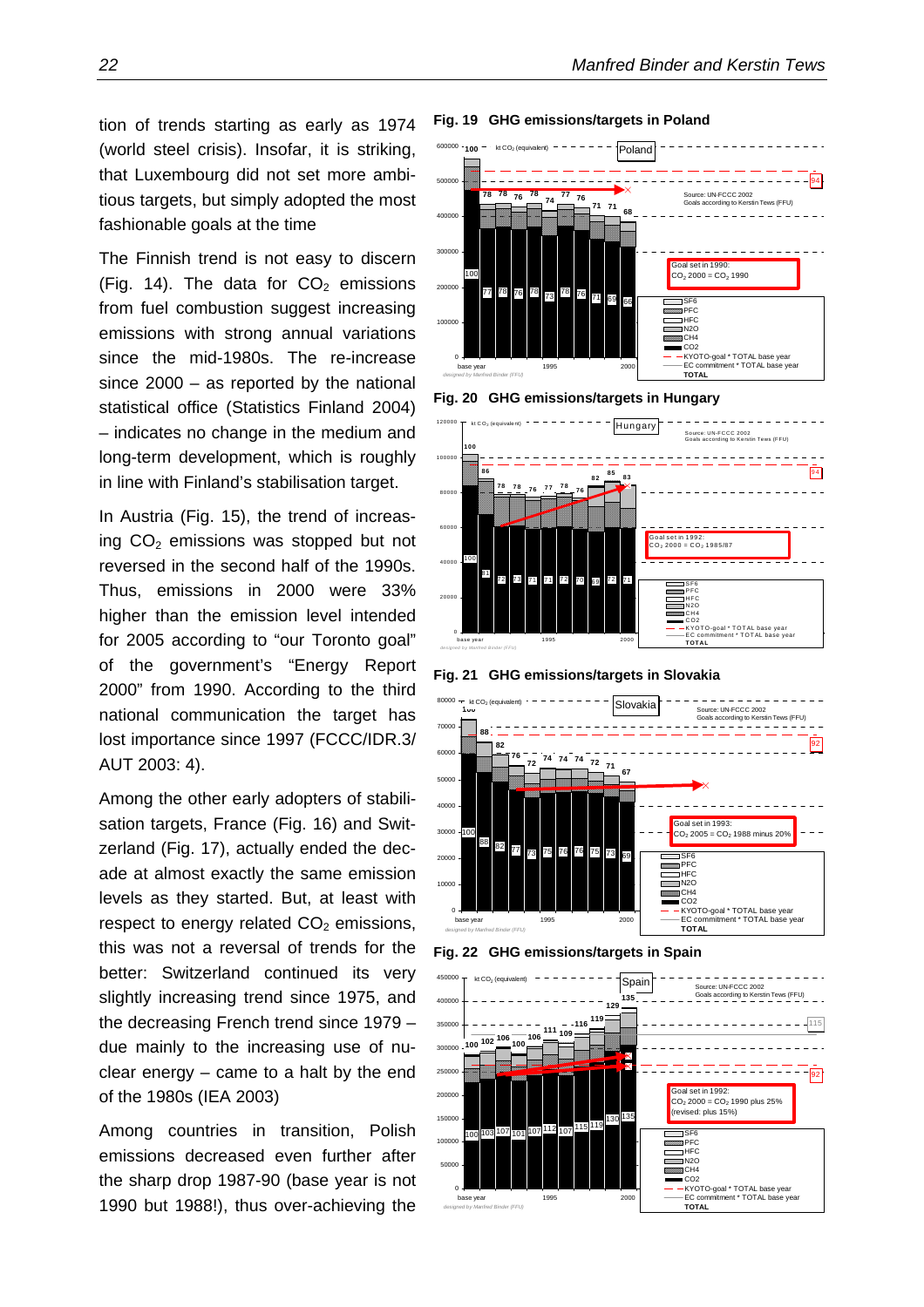tion of trends starting as early as 1974 (world steel crisis). Insofar, it is striking, that Luxembourg did not set more ambitious targets, but simply adopted the most fashionable goals at the time

The Finnish trend is not easy to discern (Fig. 14). The data for $CO_2$ emissions from fuel combustion suggest increasing emissions with strong annual variations since the mid-1980s. The re-increase since 2000 – as reported by the national statistical office (Statistics Finland 2004) – indicates no change in the medium and long-term development, which is roughly in line with Finland's stabilisation target.

In Austria (Fig. 15), the trend of increasing $CO_2$ emissions was stopped but not reversed in the second half of the 1990s. Thus, emissions in 2000 were 33% higher than the emission level intended for 2005 according to "our Toronto goal" of the government's "Energy Report 2000" from 1990. According to the third national communication the target has lost importance since 1997 (FCCC/IDR.3/AUT 2003: 4).

Among the other early adopters of stabilisation targets, France (Fig. 16) and Switzerland (Fig. 17), actually ended the decade at almost exactly the same emission levels as they started. But, at least with respect to energy related $CO_2$ emissions, this was not a reversal of trends for the better: Switzerland continued its very slightly increasing trend since 1975, and the decreasing French trend since 1979 – due mainly to the increasing use of nuclear energy – came to a halt by the end of the 1980s (IEA 2003)

Among countries in transition, Polish emissions decreased even further after the sharp drop 1987-90 (base year is not 1990 but 1988!), thus over-achieving the

**Fig. 19 GHG emissions/targets in Poland**

**Fig. 20 GHG emissions/targets in Hungary**

**Fig. 21 GHG emissions/targets in Slovakia**

**Fig. 22 GHG emissions/targets in Spain**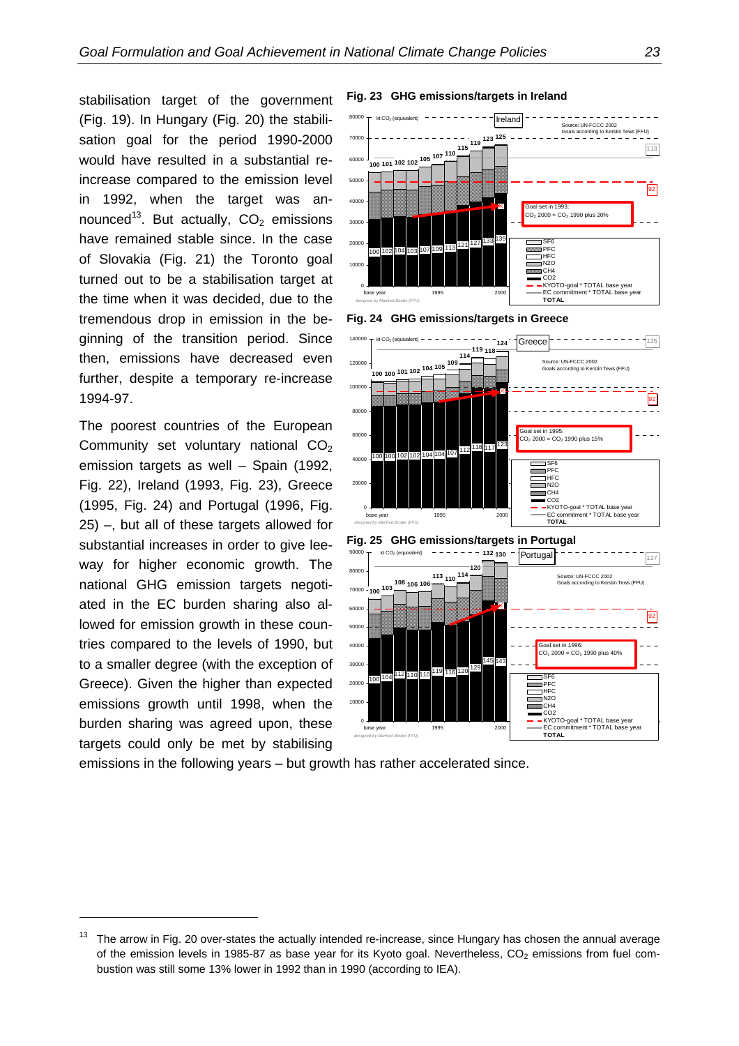stabilisation target of the government (Fig. 19). In Hungary (Fig. 20) the stabilisation goal for the period 1990-2000 would have resulted in a substantial re-increase compared to the emission level in 1992, when the target was announced[13]. But actually, $CO_2$ emissions have remained stable since. In the case of Slovakia (Fig. 21) the Toronto goal turned out to be a stabilisation target at the time when it was decided, due to the tremendous drop in emission in the beginning of the transition period. Since then, emissions have decreased even further, despite a temporary re-increase 1994-97.

The poorest countries of the European Community set voluntary national $CO_2$ emission targets as well – Spain (1992, Fig. 22), Ireland (1993, Fig. 23), Greece (1995, Fig. 24) and Portugal (1996, Fig. 25) –, but all of these targets allowed for substantial increases in order to give leeway for higher economic growth. The national GHG emission targets negotiated in the EC burden sharing also allowed for emission growth in these countries compared to the levels of 1990, but to a smaller degree (with the exception of Greece). Given the higher than expected emissions growth until 1998, when the burden sharing was agreed upon, these targets could only be met by stabilising emissions in the following years – but growth has rather accelerated since.

**Fig. 23 GHG emissions/targets in Ireland**

**Fig. 24 GHG emissions/targets in Greece**

**Fig. 25 GHG emissions/targets in Portugal**

---

[13] The arrow in Fig. 20 over-states the actually intended re-increase, since Hungary has chosen the annual average of the emission levels in 1985-87 as base year for its Kyoto goal. Nevertheless, $CO_2$ emissions from fuel combustion was still some 13% lower in 1992 than in 1990 (according to IEA).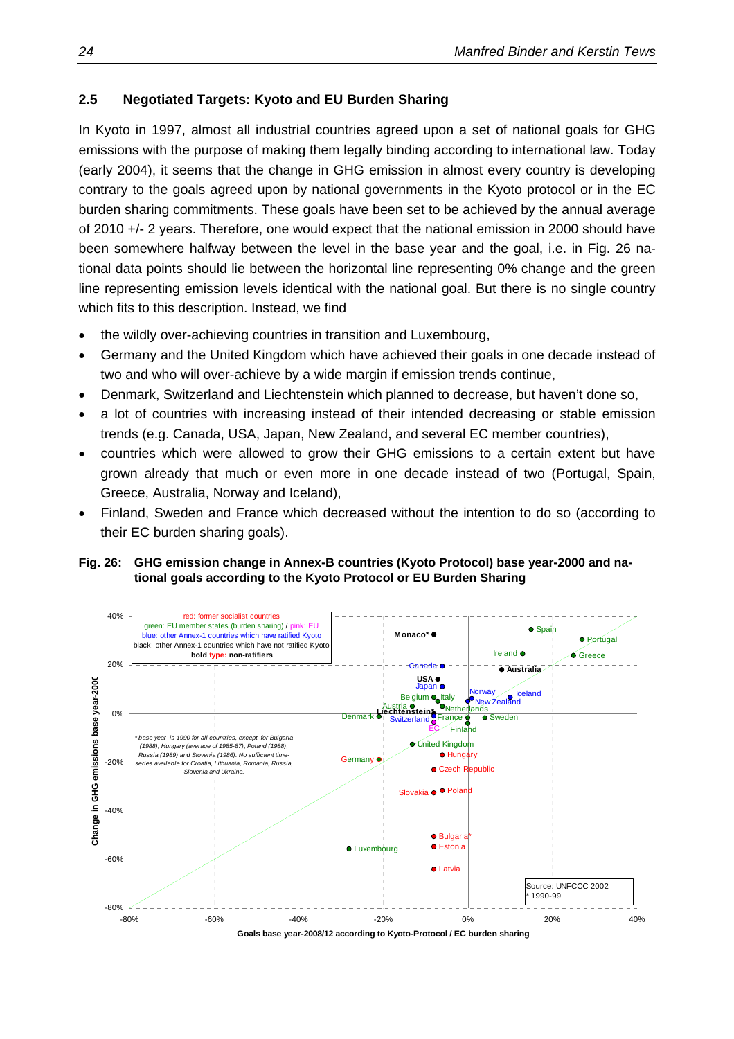## 2.5 Negotiated Targets: Kyoto and EU Burden Sharing

In Kyoto in 1997, almost all industrial countries agreed upon a set of national goals for GHG emissions with the purpose of making them legally binding according to international law. Today (early 2004), it seems that the change in GHG emission in almost every country is developing contrary to the goals agreed upon by national governments in the Kyoto protocol or in the EC burden sharing commitments. These goals have been set to be achieved by the annual average of 2010 +/- 2 years. Therefore, one would expect that the national emission in 2000 should have been somewhere halfway between the level in the base year and the goal, i.e. in Fig. 26 national data points should lie between the horizontal line representing 0% change and the green line representing emission levels identical with the national goal. But there is no single country which fits to this description. Instead, we find

- the wildly over-achieving countries in transition and Luxembourg,
- Germany and the United Kingdom which have achieved their goals in one decade instead of two and who will over-achieve by a wide margin if emission trends continue,
- Denmark, Switzerland and Liechtenstein which planned to decrease, but haven't done so,
- a lot of countries with increasing instead of their intended decreasing or stable emission trends (e.g. Canada, USA, Japan, New Zealand, and several EC member countries),
- countries which were allowed to grow their GHG emissions to a certain extent but have grown already that much or even more in one decade instead of two (Portugal, Spain, Greece, Australia, Norway and Iceland),
- Finland, Sweden and France which decreased without the intention to do so (according to their EC burden sharing goals).

**Fig. 26: GHG emission change in Annex-B countries (Kyoto Protocol) base year-2000 and national goals according to the Kyoto Protocol or EU Burden Sharing**

red: former socialist countries
green: EU member states (burden sharing) / pink: EU
blue: other Annex-1 countries which have ratified Kyoto
black: other Annex-1 countries which have not ratified Kyoto
**bold type: non-ratifiers**

*base year is 1990 for all countries, except for Bulgaria (1988), Hungary (average of 1985-87), Poland (1988), Russia (1989) and Slovenia (1986). No sufficient time-series available for Croatia, Lithuania, Romania, Russia, Slovenia and Ukraine.

Source: UNFCCC 2002
* 1990-99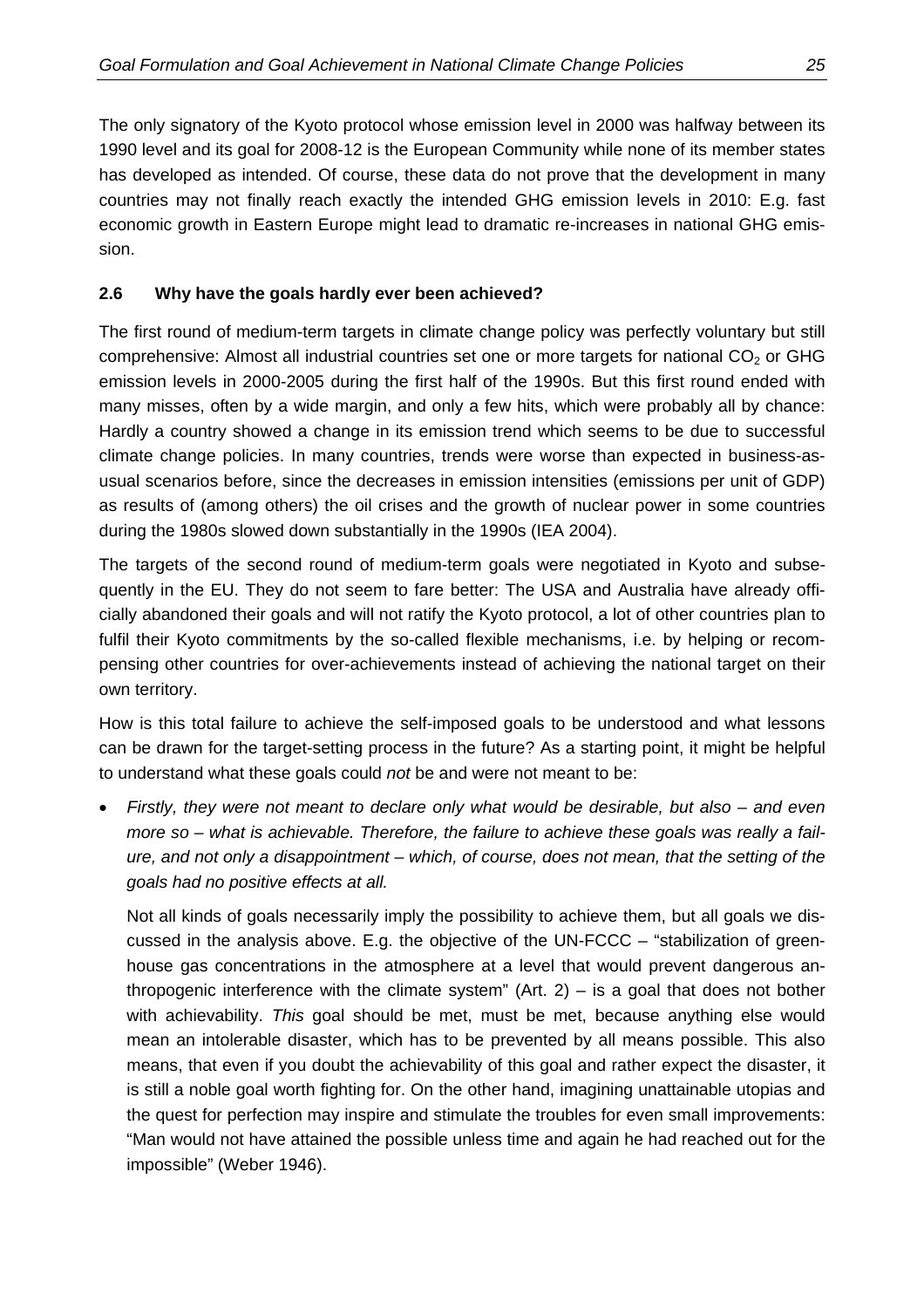The only signatory of the Kyoto protocol whose emission level in 2000 was halfway between its 1990 level and its goal for 2008-12 is the European Community while none of its member states has developed as intended. Of course, these data do not prove that the development in many countries may not finally reach exactly the intended GHG emission levels in 2010: E.g. fast economic growth in Eastern Europe might lead to dramatic re-increases in national GHG emission.

### 2.6 Why have the goals hardly ever been achieved?

The first round of medium-term targets in climate change policy was perfectly voluntary but still comprehensive: Almost all industrial countries set one or more targets for national $CO_2$ or GHG emission levels in 2000-2005 during the first half of the 1990s. But this first round ended with many misses, often by a wide margin, and only a few hits, which were probably all by chance: Hardly a country showed a change in its emission trend which seems to be due to successful climate change policies. In many countries, trends were worse than expected in business-as-usual scenarios before, since the decreases in emission intensities (emissions per unit of GDP) as results of (among others) the oil crises and the growth of nuclear power in some countries during the 1980s slowed down substantially in the 1990s (IEA 2004).

The targets of the second round of medium-term goals were negotiated in Kyoto and subsequently in the EU. They do not seem to fare better: The USA and Australia have already officially abandoned their goals and will not ratify the Kyoto protocol, a lot of other countries plan to fulfil their Kyoto commitments by the so-called flexible mechanisms, i.e. by helping or recompensing other countries for over-achievements instead of achieving the national target on their own territory.

How is this total failure to achieve the self-imposed goals to be understood and what lessons can be drawn for the target-setting process in the future? As a starting point, it might be helpful to understand what these goals could *not* be and were not meant to be:

- *Firstly, they were not meant to declare only what would be desirable, but also – and even more so – what is achievable. Therefore, the failure to achieve these goals was really a failure, and not only a disappointment – which, of course, does not mean, that the setting of the goals had no positive effects at all.*

  Not all kinds of goals necessarily imply the possibility to achieve them, but all goals we discussed in the analysis above. E.g. the objective of the UN-FCCC – "stabilization of greenhouse gas concentrations in the atmosphere at a level that would prevent dangerous anthropogenic interference with the climate system" (Art. 2) – is a goal that does not bother with achievability. *This* goal should be met, must be met, because anything else would mean an intolerable disaster, which has to be prevented by all means possible. This also means, that even if you doubt the achievability of this goal and rather expect the disaster, it is still a noble goal worth fighting for. On the other hand, imagining unattainable utopias and the quest for perfection may inspire and stimulate the troubles for even small improvements: "Man would not have attained the possible unless time and again he had reached out for the impossible" (Weber 1946).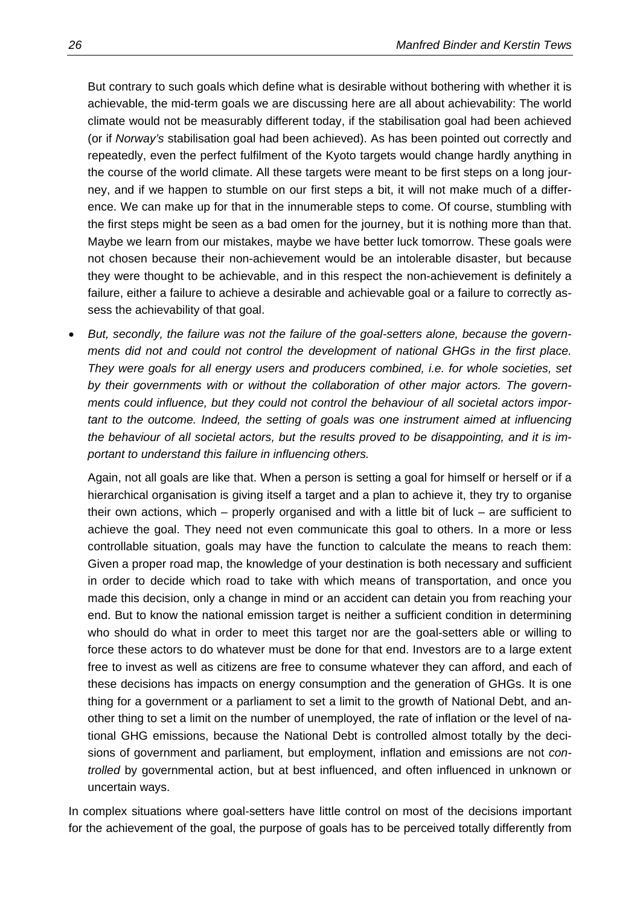But contrary to such goals which define what is desirable without bothering with whether it is achievable, the mid-term goals we are discussing here are all about achievability: The world climate would not be measurably different today, if the stabilisation goal had been achieved (or if *Norway's* stabilisation goal had been achieved). As has been pointed out correctly and repeatedly, even the perfect fulfilment of the Kyoto targets would change hardly anything in the course of the world climate. All these targets were meant to be first steps on a long journey, and if we happen to stumble on our first steps a bit, it will not make much of a difference. We can make up for that in the innumerable steps to come. Of course, stumbling with the first steps might be seen as a bad omen for the journey, but it is nothing more than that. Maybe we learn from our mistakes, maybe we have better luck tomorrow. These goals were not chosen because their non-achievement would be an intolerable disaster, but because they were thought to be achievable, and in this respect the non-achievement is definitely a failure, either a failure to achieve a desirable and achievable goal or a failure to correctly assess the achievability of that goal.

- *But, secondly, the failure was not the failure of the goal-setters alone, because the governments did not and could not control the development of national GHGs in the first place. They were goals for all energy users and producers combined, i.e. for whole societies, set by their governments with or without the collaboration of other major actors. The governments could influence, but they could not control the behaviour of all societal actors important to the outcome. Indeed, the setting of goals was one instrument aimed at influencing the behaviour of all societal actors, but the results proved to be disappointing, and it is important to understand this failure in influencing others.*

  Again, not all goals are like that. When a person is setting a goal for himself or herself or if a hierarchical organisation is giving itself a target and a plan to achieve it, they try to organise their own actions, which – properly organised and with a little bit of luck – are sufficient to achieve the goal. They need not even communicate this goal to others. In a more or less controllable situation, goals may have the function to calculate the means to reach them: Given a proper road map, the knowledge of your destination is both necessary and sufficient in order to decide which road to take with which means of transportation, and once you made this decision, only a change in mind or an accident can detain you from reaching your end. But to know the national emission target is neither a sufficient condition in determining who should do what in order to meet this target nor are the goal-setters able or willing to force these actors to do whatever must be done for that end. Investors are to a large extent free to invest as well as citizens are free to consume whatever they can afford, and each of these decisions has impacts on energy consumption and the generation of GHGs. It is one thing for a government or a parliament to set a limit to the growth of National Debt, and another thing to set a limit on the number of unemployed, the rate of inflation or the level of national GHG emissions, because the National Debt is controlled almost totally by the decisions of government and parliament, but employment, inflation and emissions are not *controlled* by governmental action, but at best influenced, and often influenced in unknown or uncertain ways.

In complex situations where goal-setters have little control on most of the decisions important for the achievement of the goal, the purpose of goals has to be perceived totally differently from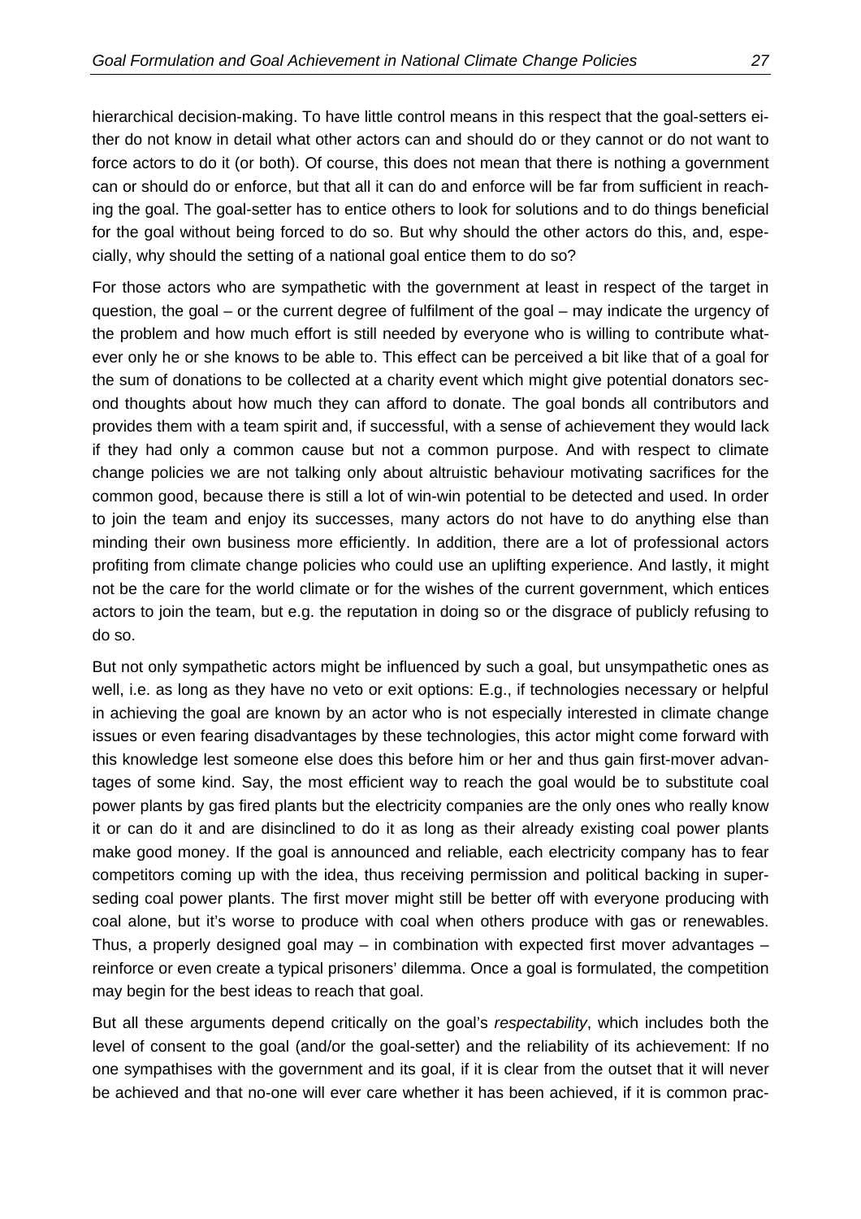hierarchical decision-making. To have little control means in this respect that the goal-setters either do not know in detail what other actors can and should do or they cannot or do not want to force actors to do it (or both). Of course, this does not mean that there is nothing a government can or should do or enforce, but that all it can do and enforce will be far from sufficient in reaching the goal. The goal-setter has to entice others to look for solutions and to do things beneficial for the goal without being forced to do so. But why should the other actors do this, and, especially, why should the setting of a national goal entice them to do so?

For those actors who are sympathetic with the government at least in respect of the target in question, the goal – or the current degree of fulfilment of the goal – may indicate the urgency of the problem and how much effort is still needed by everyone who is willing to contribute whatever only he or she knows to be able to. This effect can be perceived a bit like that of a goal for the sum of donations to be collected at a charity event which might give potential donators second thoughts about how much they can afford to donate. The goal bonds all contributors and provides them with a team spirit and, if successful, with a sense of achievement they would lack if they had only a common cause but not a common purpose. And with respect to climate change policies we are not talking only about altruistic behaviour motivating sacrifices for the common good, because there is still a lot of win-win potential to be detected and used. In order to join the team and enjoy its successes, many actors do not have to do anything else than minding their own business more efficiently. In addition, there are a lot of professional actors profiting from climate change policies who could use an uplifting experience. And lastly, it might not be the care for the world climate or for the wishes of the current government, which entices actors to join the team, but e.g. the reputation in doing so or the disgrace of publicly refusing to do so.

But not only sympathetic actors might be influenced by such a goal, but unsympathetic ones as well, i.e. as long as they have no veto or exit options: E.g., if technologies necessary or helpful in achieving the goal are known by an actor who is not especially interested in climate change issues or even fearing disadvantages by these technologies, this actor might come forward with this knowledge lest someone else does this before him or her and thus gain first-mover advantages of some kind. Say, the most efficient way to reach the goal would be to substitute coal power plants by gas fired plants but the electricity companies are the only ones who really know it or can do it and are disinclined to do it as long as their already existing coal power plants make good money. If the goal is announced and reliable, each electricity company has to fear competitors coming up with the idea, thus receiving permission and political backing in superseding coal power plants. The first mover might still be better off with everyone producing with coal alone, but it's worse to produce with coal when others produce with gas or renewables. Thus, a properly designed goal may – in combination with expected first mover advantages – reinforce or even create a typical prisoners' dilemma. Once a goal is formulated, the competition may begin for the best ideas to reach that goal.

But all these arguments depend critically on the goal's *respectability*, which includes both the level of consent to the goal (and/or the goal-setter) and the reliability of its achievement: If no one sympathises with the government and its goal, if it is clear from the outset that it will never be achieved and that no-one will ever care whether it has been achieved, if it is common prac-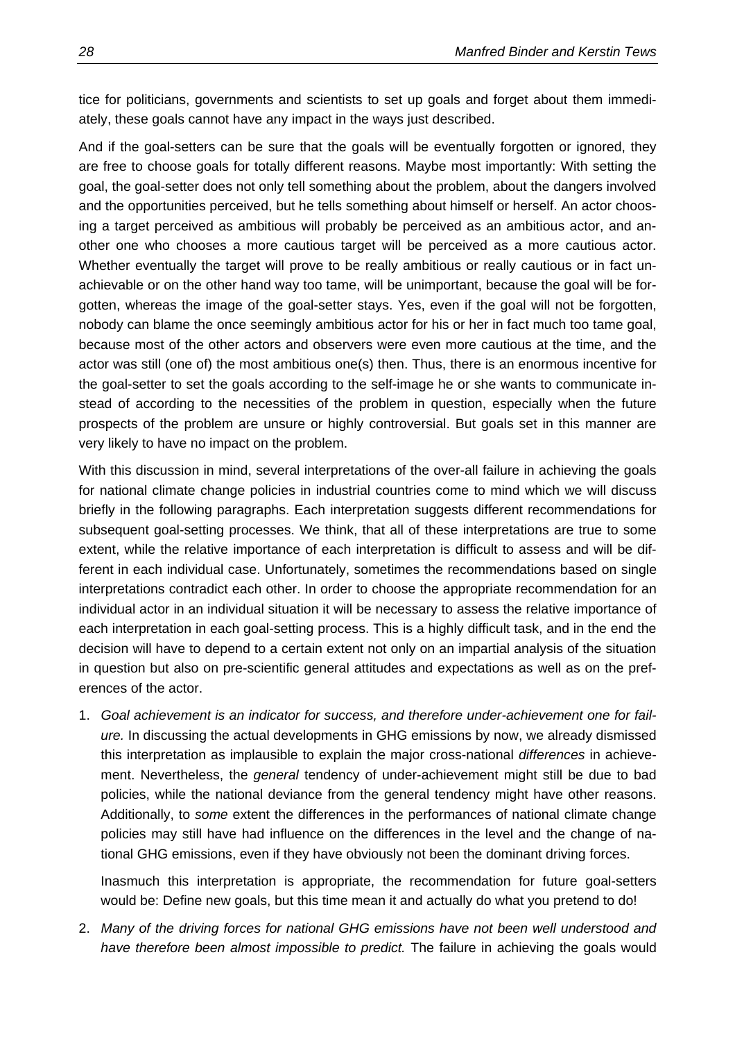tice for politicians, governments and scientists to set up goals and forget about them immediately, these goals cannot have any impact in the ways just described.

And if the goal-setters can be sure that the goals will be eventually forgotten or ignored, they are free to choose goals for totally different reasons. Maybe most importantly: With setting the goal, the goal-setter does not only tell something about the problem, about the dangers involved and the opportunities perceived, but he tells something about himself or herself. An actor choosing a target perceived as ambitious will probably be perceived as an ambitious actor, and another one who chooses a more cautious target will be perceived as a more cautious actor. Whether eventually the target will prove to be really ambitious or really cautious or in fact unachievable or on the other hand way too tame, will be unimportant, because the goal will be forgotten, whereas the image of the goal-setter stays. Yes, even if the goal will not be forgotten, nobody can blame the once seemingly ambitious actor for his or her in fact much too tame goal, because most of the other actors and observers were even more cautious at the time, and the actor was still (one of) the most ambitious one(s) then. Thus, there is an enormous incentive for the goal-setter to set the goals according to the self-image he or she wants to communicate instead of according to the necessities of the problem in question, especially when the future prospects of the problem are unsure or highly controversial. But goals set in this manner are very likely to have no impact on the problem.

With this discussion in mind, several interpretations of the over-all failure in achieving the goals for national climate change policies in industrial countries come to mind which we will discuss briefly in the following paragraphs. Each interpretation suggests different recommendations for subsequent goal-setting processes. We think, that all of these interpretations are true to some extent, while the relative importance of each interpretation is difficult to assess and will be different in each individual case. Unfortunately, sometimes the recommendations based on single interpretations contradict each other. In order to choose the appropriate recommendation for an individual actor in an individual situation it will be necessary to assess the relative importance of each interpretation in each goal-setting process. This is a highly difficult task, and in the end the decision will have to depend to a certain extent not only on an impartial analysis of the situation in question but also on pre-scientific general attitudes and expectations as well as on the preferences of the actor.

1. *Goal achievement is an indicator for success, and therefore under-achievement one for failure.* In discussing the actual developments in GHG emissions by now, we already dismissed this interpretation as implausible to explain the major cross-national *differences* in achievement. Nevertheless, the *general* tendency of under-achievement might still be due to bad policies, while the national deviance from the general tendency might have other reasons. Additionally, to *some* extent the differences in the performances of national climate change policies may still have had influence on the differences in the level and the change of national GHG emissions, even if they have obviously not been the dominant driving forces.

   Inasmuch this interpretation is appropriate, the recommendation for future goal-setters would be: Define new goals, but this time mean it and actually do what you pretend to do!

2. *Many of the driving forces for national GHG emissions have not been well understood and have therefore been almost impossible to predict.* The failure in achieving the goals would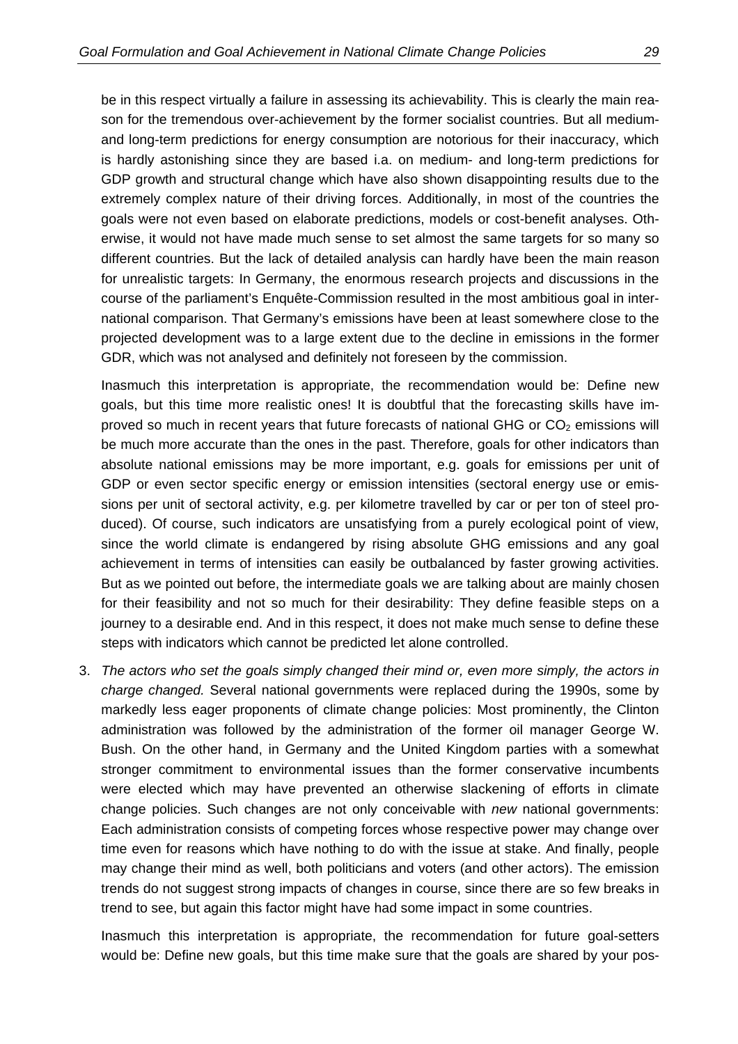be in this respect virtually a failure in assessing its achievability. This is clearly the main reason for the tremendous over-achievement by the former socialist countries. But all medium- and long-term predictions for energy consumption are notorious for their inaccuracy, which is hardly astonishing since they are based i.a. on medium- and long-term predictions for GDP growth and structural change which have also shown disappointing results due to the extremely complex nature of their driving forces. Additionally, in most of the countries the goals were not even based on elaborate predictions, models or cost-benefit analyses. Otherwise, it would not have made much sense to set almost the same targets for so many so different countries. But the lack of detailed analysis can hardly have been the main reason for unrealistic targets: In Germany, the enormous research projects and discussions in the course of the parliament's Enquête-Commission resulted in the most ambitious goal in international comparison. That Germany's emissions have been at least somewhere close to the projected development was to a large extent due to the decline in emissions in the former GDR, which was not analysed and definitely not foreseen by the commission.

Inasmuch this interpretation is appropriate, the recommendation would be: Define new goals, but this time more realistic ones! It is doubtful that the forecasting skills have improved so much in recent years that future forecasts of national GHG or $CO_2$ emissions will be much more accurate than the ones in the past. Therefore, goals for other indicators than absolute national emissions may be more important, e.g. goals for emissions per unit of GDP or even sector specific energy or emission intensities (sectoral energy use or emissions per unit of sectoral activity, e.g. per kilometre travelled by car or per ton of steel produced). Of course, such indicators are unsatisfying from a purely ecological point of view, since the world climate is endangered by rising absolute GHG emissions and any goal achievement in terms of intensities can easily be outbalanced by faster growing activities. But as we pointed out before, the intermediate goals we are talking about are mainly chosen for their feasibility and not so much for their desirability: They define feasible steps on a journey to a desirable end. And in this respect, it does not make much sense to define these steps with indicators which cannot be predicted let alone controlled.

3. *The actors who set the goals simply changed their mind or, even more simply, the actors in charge changed.* Several national governments were replaced during the 1990s, some by markedly less eager proponents of climate change policies: Most prominently, the Clinton administration was followed by the administration of the former oil manager George W. Bush. On the other hand, in Germany and the United Kingdom parties with a somewhat stronger commitment to environmental issues than the former conservative incumbents were elected which may have prevented an otherwise slackening of efforts in climate change policies. Such changes are not only conceivable with *new* national governments: Each administration consists of competing forces whose respective power may change over time even for reasons which have nothing to do with the issue at stake. And finally, people may change their mind as well, both politicians and voters (and other actors). The emission trends do not suggest strong impacts of changes in course, since there are so few breaks in trend to see, but again this factor might have had some impact in some countries.

   Inasmuch this interpretation is appropriate, the recommendation for future goal-setters would be: Define new goals, but this time make sure that the goals are shared by your pos-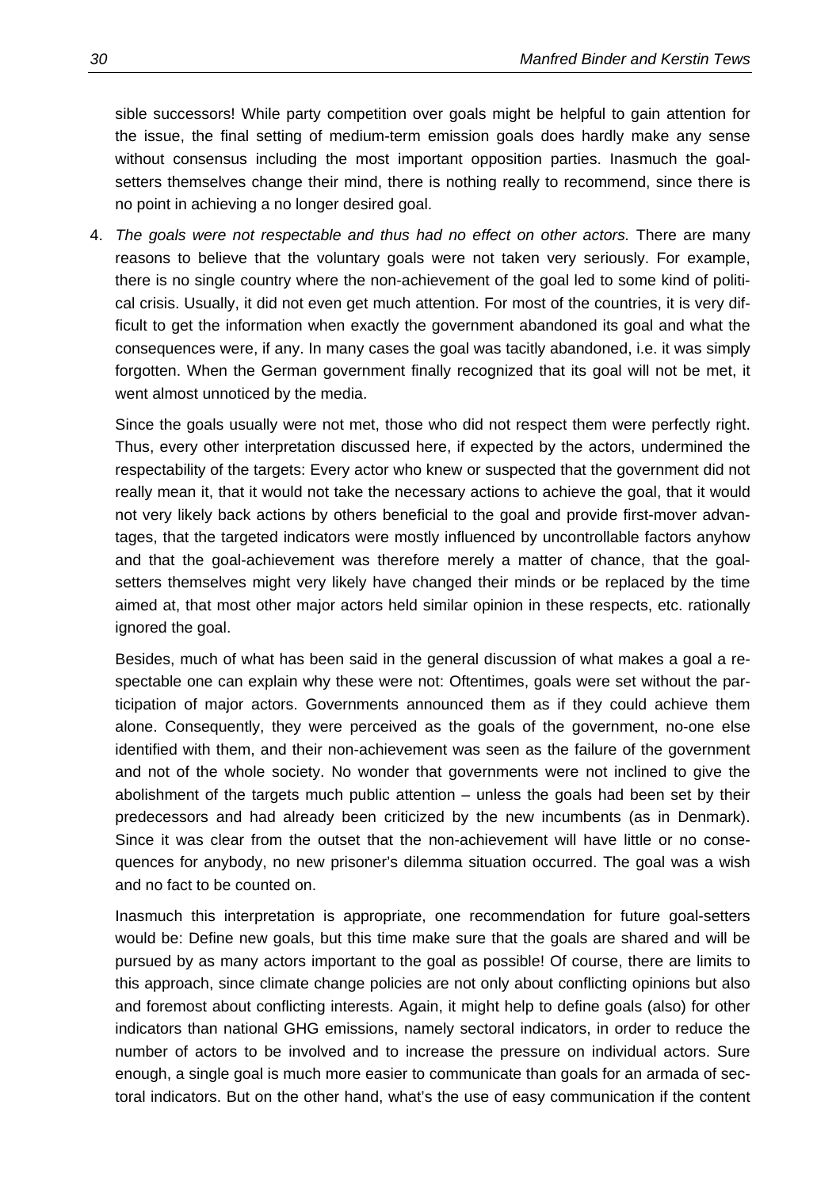sible successors! While party competition over goals might be helpful to gain attention for the issue, the final setting of medium-term emission goals does hardly make any sense without consensus including the most important opposition parties. Inasmuch the goal-setters themselves change their mind, there is nothing really to recommend, since there is no point in achieving a no longer desired goal.

4. *The goals were not respectable and thus had no effect on other actors.* There are many reasons to believe that the voluntary goals were not taken very seriously. For example, there is no single country where the non-achievement of the goal led to some kind of political crisis. Usually, it did not even get much attention. For most of the countries, it is very difficult to get the information when exactly the government abandoned its goal and what the consequences were, if any. In many cases the goal was tacitly abandoned, i.e. it was simply forgotten. When the German government finally recognized that its goal will not be met, it went almost unnoticed by the media.

   Since the goals usually were not met, those who did not respect them were perfectly right. Thus, every other interpretation discussed here, if expected by the actors, undermined the respectability of the targets: Every actor who knew or suspected that the government did not really mean it, that it would not take the necessary actions to achieve the goal, that it would not very likely back actions by others beneficial to the goal and provide first-mover advantages, that the targeted indicators were mostly influenced by uncontrollable factors anyhow and that the goal-achievement was therefore merely a matter of chance, that the goal-setters themselves might very likely have changed their minds or be replaced by the time aimed at, that most other major actors held similar opinion in these respects, etc. rationally ignored the goal.

   Besides, much of what has been said in the general discussion of what makes a goal a respectable one can explain why these were not: Oftentimes, goals were set without the participation of major actors. Governments announced them as if they could achieve them alone. Consequently, they were perceived as the goals of the government, no-one else identified with them, and their non-achievement was seen as the failure of the government and not of the whole society. No wonder that governments were not inclined to give the abolishment of the targets much public attention – unless the goals had been set by their predecessors and had already been criticized by the new incumbents (as in Denmark). Since it was clear from the outset that the non-achievement will have little or no consequences for anybody, no new prisoner's dilemma situation occurred. The goal was a wish and no fact to be counted on.

   Inasmuch this interpretation is appropriate, one recommendation for future goal-setters would be: Define new goals, but this time make sure that the goals are shared and will be pursued by as many actors important to the goal as possible! Of course, there are limits to this approach, since climate change policies are not only about conflicting opinions but also and foremost about conflicting interests. Again, it might help to define goals (also) for other indicators than national GHG emissions, namely sectoral indicators, in order to reduce the number of actors to be involved and to increase the pressure on individual actors. Sure enough, a single goal is much more easier to communicate than goals for an armada of sectoral indicators. But on the other hand, what's the use of easy communication if the content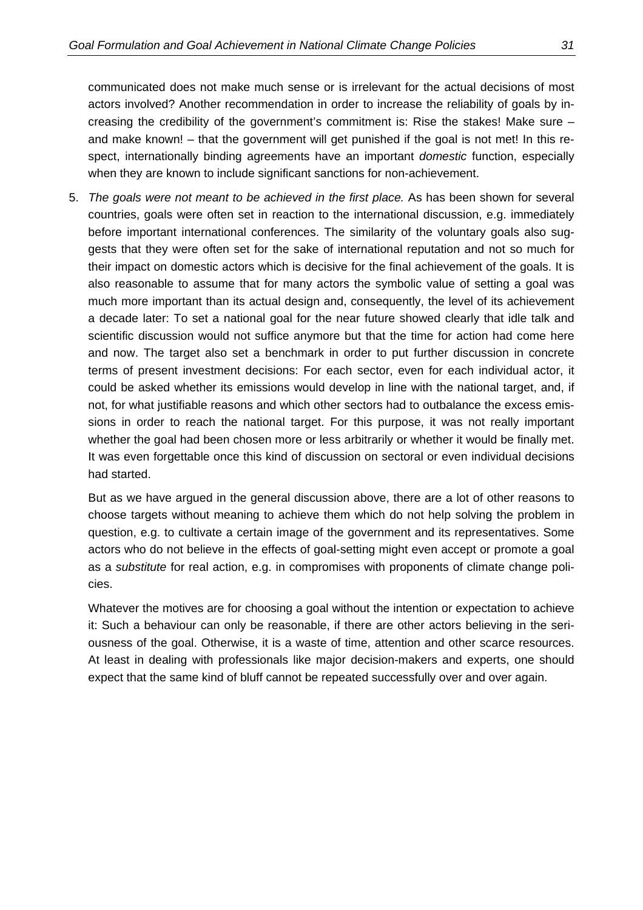communicated does not make much sense or is irrelevant for the actual decisions of most actors involved? Another recommendation in order to increase the reliability of goals by increasing the credibility of the government's commitment is: Rise the stakes! Make sure – and make known! – that the government will get punished if the goal is not met! In this respect, internationally binding agreements have an important *domestic* function, especially when they are known to include significant sanctions for non-achievement.

5. *The goals were not meant to be achieved in the first place.* As has been shown for several countries, goals were often set in reaction to the international discussion, e.g. immediately before important international conferences. The similarity of the voluntary goals also suggests that they were often set for the sake of international reputation and not so much for their impact on domestic actors which is decisive for the final achievement of the goals. It is also reasonable to assume that for many actors the symbolic value of setting a goal was much more important than its actual design and, consequently, the level of its achievement a decade later: To set a national goal for the near future showed clearly that idle talk and scientific discussion would not suffice anymore but that the time for action had come here and now. The target also set a benchmark in order to put further discussion in concrete terms of present investment decisions: For each sector, even for each individual actor, it could be asked whether its emissions would develop in line with the national target, and, if not, for what justifiable reasons and which other sectors had to outbalance the excess emissions in order to reach the national target. For this purpose, it was not really important whether the goal had been chosen more or less arbitrarily or whether it would be finally met. It was even forgettable once this kind of discussion on sectoral or even individual decisions had started.

   But as we have argued in the general discussion above, there are a lot of other reasons to choose targets without meaning to achieve them which do not help solving the problem in question, e.g. to cultivate a certain image of the government and its representatives. Some actors who do not believe in the effects of goal-setting might even accept or promote a goal as a *substitute* for real action, e.g. in compromises with proponents of climate change policies.

   Whatever the motives are for choosing a goal without the intention or expectation to achieve it: Such a behaviour can only be reasonable, if there are other actors believing in the seriousness of the goal. Otherwise, it is a waste of time, attention and other scarce resources. At least in dealing with professionals like major decision-makers and experts, one should expect that the same kind of bluff cannot be repeated successfully over and over again.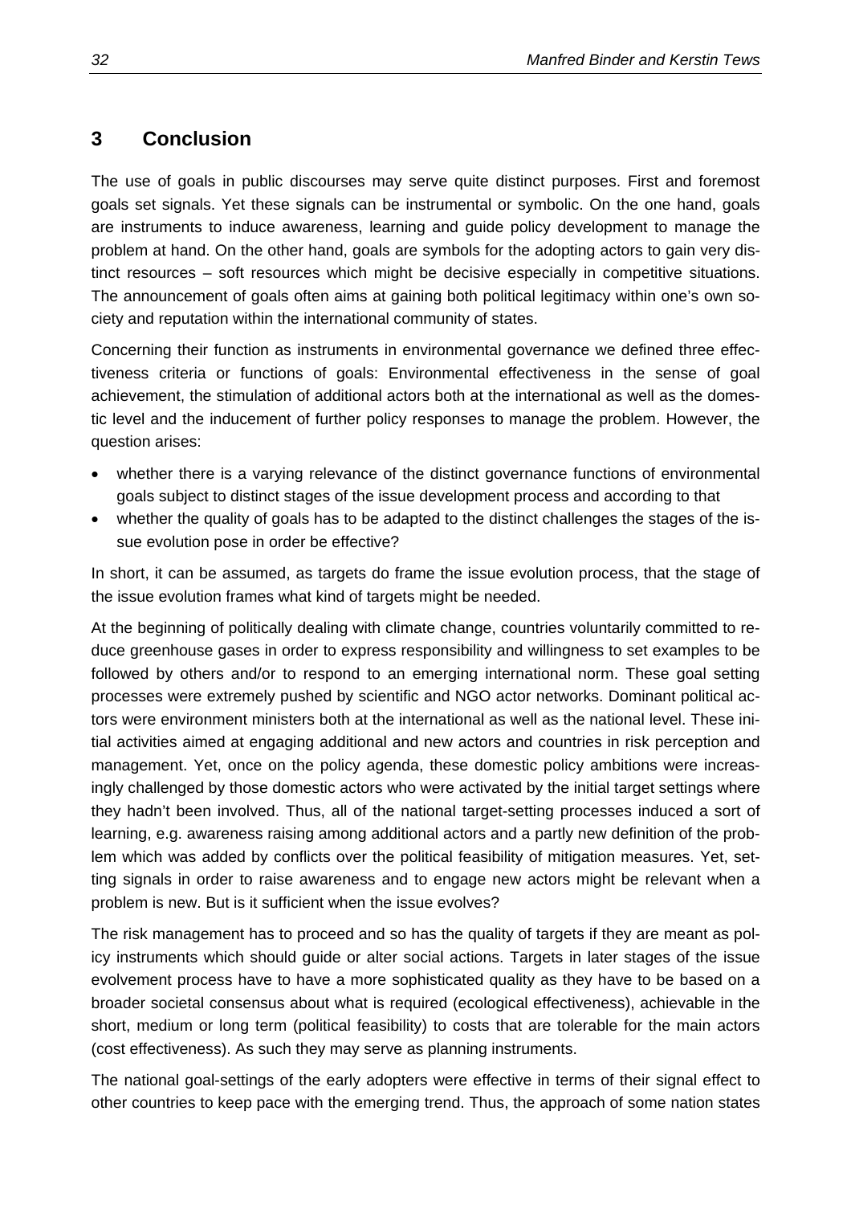## 3 Conclusion

The use of goals in public discourses may serve quite distinct purposes. First and foremost goals set signals. Yet these signals can be instrumental or symbolic. On the one hand, goals are instruments to induce awareness, learning and guide policy development to manage the problem at hand. On the other hand, goals are symbols for the adopting actors to gain very distinct resources – soft resources which might be decisive especially in competitive situations. The announcement of goals often aims at gaining both political legitimacy within one's own society and reputation within the international community of states.

Concerning their function as instruments in environmental governance we defined three effectiveness criteria or functions of goals: Environmental effectiveness in the sense of goal achievement, the stimulation of additional actors both at the international as well as the domestic level and the inducement of further policy responses to manage the problem. However, the question arises:

- whether there is a varying relevance of the distinct governance functions of environmental goals subject to distinct stages of the issue development process and according to that
- whether the quality of goals has to be adapted to the distinct challenges the stages of the issue evolution pose in order be effective?

In short, it can be assumed, as targets do frame the issue evolution process, that the stage of the issue evolution frames what kind of targets might be needed.

At the beginning of politically dealing with climate change, countries voluntarily committed to reduce greenhouse gases in order to express responsibility and willingness to set examples to be followed by others and/or to respond to an emerging international norm. These goal setting processes were extremely pushed by scientific and NGO actor networks. Dominant political actors were environment ministers both at the international as well as the national level. These initial activities aimed at engaging additional and new actors and countries in risk perception and management. Yet, once on the policy agenda, these domestic policy ambitions were increasingly challenged by those domestic actors who were activated by the initial target settings where they hadn't been involved. Thus, all of the national target-setting processes induced a sort of learning, e.g. awareness raising among additional actors and a partly new definition of the problem which was added by conflicts over the political feasibility of mitigation measures. Yet, setting signals in order to raise awareness and to engage new actors might be relevant when a problem is new. But is it sufficient when the issue evolves?

The risk management has to proceed and so has the quality of targets if they are meant as policy instruments which should guide or alter social actions. Targets in later stages of the issue evolvement process have to have a more sophisticated quality as they have to be based on a broader societal consensus about what is required (ecological effectiveness), achievable in the short, medium or long term (political feasibility) to costs that are tolerable for the main actors (cost effectiveness). As such they may serve as planning instruments.

The national goal-settings of the early adopters were effective in terms of their signal effect to other countries to keep pace with the emerging trend. Thus, the approach of some nation states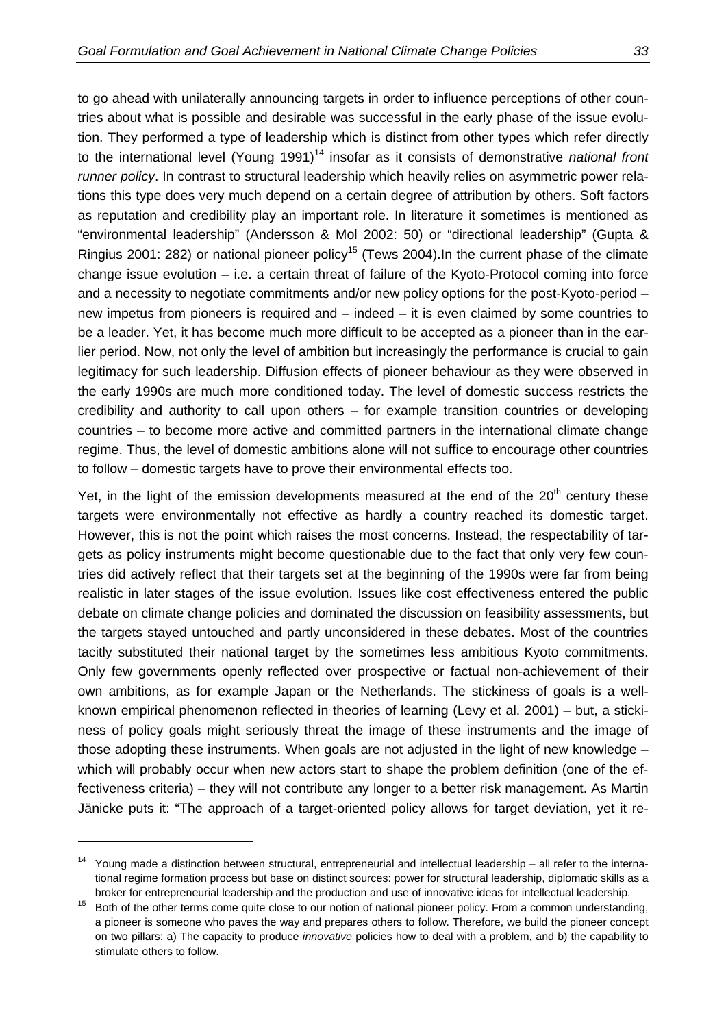to go ahead with unilaterally announcing targets in order to influence perceptions of other countries about what is possible and desirable was successful in the early phase of the issue evolution. They performed a type of leadership which is distinct from other types which refer directly to the international level (Young 1991)[14] insofar as it consists of demonstrative *national front runner policy*. In contrast to structural leadership which heavily relies on asymmetric power relations this type does very much depend on a certain degree of attribution by others. Soft factors as reputation and credibility play an important role. In literature it sometimes is mentioned as "environmental leadership" (Andersson & Mol 2002: 50) or "directional leadership" (Gupta & Ringius 2001: 282) or national pioneer policy[15] (Tews 2004).In the current phase of the climate change issue evolution – i.e. a certain threat of failure of the Kyoto-Protocol coming into force and a necessity to negotiate commitments and/or new policy options for the post-Kyoto-period – new impetus from pioneers is required and – indeed – it is even claimed by some countries to be a leader. Yet, it has become much more difficult to be accepted as a pioneer than in the earlier period. Now, not only the level of ambition but increasingly the performance is crucial to gain legitimacy for such leadership. Diffusion effects of pioneer behaviour as they were observed in the early 1990s are much more conditioned today. The level of domestic success restricts the credibility and authority to call upon others – for example transition countries or developing countries – to become more active and committed partners in the international climate change regime. Thus, the level of domestic ambitions alone will not suffice to encourage other countries to follow – domestic targets have to prove their environmental effects too.

Yet, in the light of the emission developments measured at the end of the 20th century these targets were environmentally not effective as hardly a country reached its domestic target. However, this is not the point which raises the most concerns. Instead, the respectability of targets as policy instruments might become questionable due to the fact that only very few countries did actively reflect that their targets set at the beginning of the 1990s were far from being realistic in later stages of the issue evolution. Issues like cost effectiveness entered the public debate on climate change policies and dominated the discussion on feasibility assessments, but the targets stayed untouched and partly unconsidered in these debates. Most of the countries tacitly substituted their national target by the sometimes less ambitious Kyoto commitments. Only few governments openly reflected over prospective or factual non-achievement of their own ambitions, as for example Japan or the Netherlands. The stickiness of goals is a well-known empirical phenomenon reflected in theories of learning (Levy et al. 2001) – but, a stickiness of policy goals might seriously threat the image of these instruments and the image of those adopting these instruments. When goals are not adjusted in the light of new knowledge – which will probably occur when new actors start to shape the problem definition (one of the effectiveness criteria) – they will not contribute any longer to a better risk management. As Martin Jänicke puts it: "The approach of a target-oriented policy allows for target deviation, yet it re-

---

[14] Young made a distinction between structural, entrepreneurial and intellectual leadership – all refer to the international regime formation process but base on distinct sources: power for structural leadership, diplomatic skills as a broker for entrepreneurial leadership and the production and use of innovative ideas for intellectual leadership.

[15] Both of the other terms come quite close to our notion of national pioneer policy. From a common understanding, a pioneer is someone who paves the way and prepares others to follow. Therefore, we build the pioneer concept on two pillars: a) The capacity to produce *innovative* policies how to deal with a problem, and b) the capability to stimulate others to follow.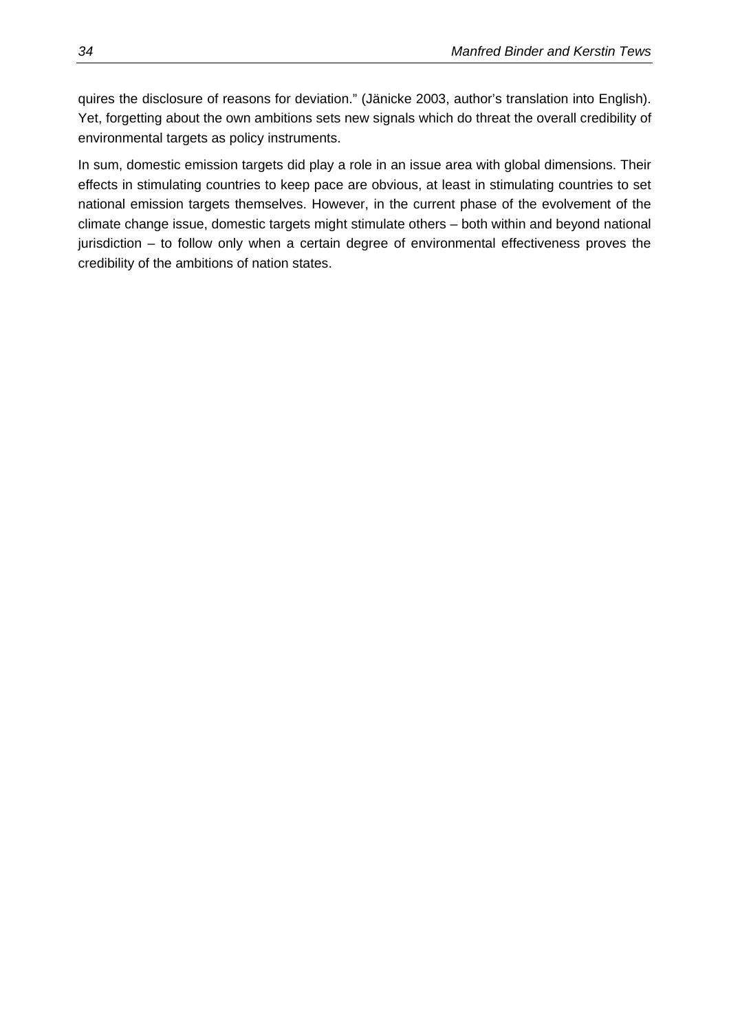quires the disclosure of reasons for deviation." (Jänicke 2003, author's translation into English). Yet, forgetting about the own ambitions sets new signals which do threat the overall credibility of environmental targets as policy instruments.

In sum, domestic emission targets did play a role in an issue area with global dimensions. Their effects in stimulating countries to keep pace are obvious, at least in stimulating countries to set national emission targets themselves. However, in the current phase of the evolvement of the climate change issue, domestic targets might stimulate others – both within and beyond national jurisdiction – to follow only when a certain degree of environmental effectiveness proves the credibility of the ambitions of nation states.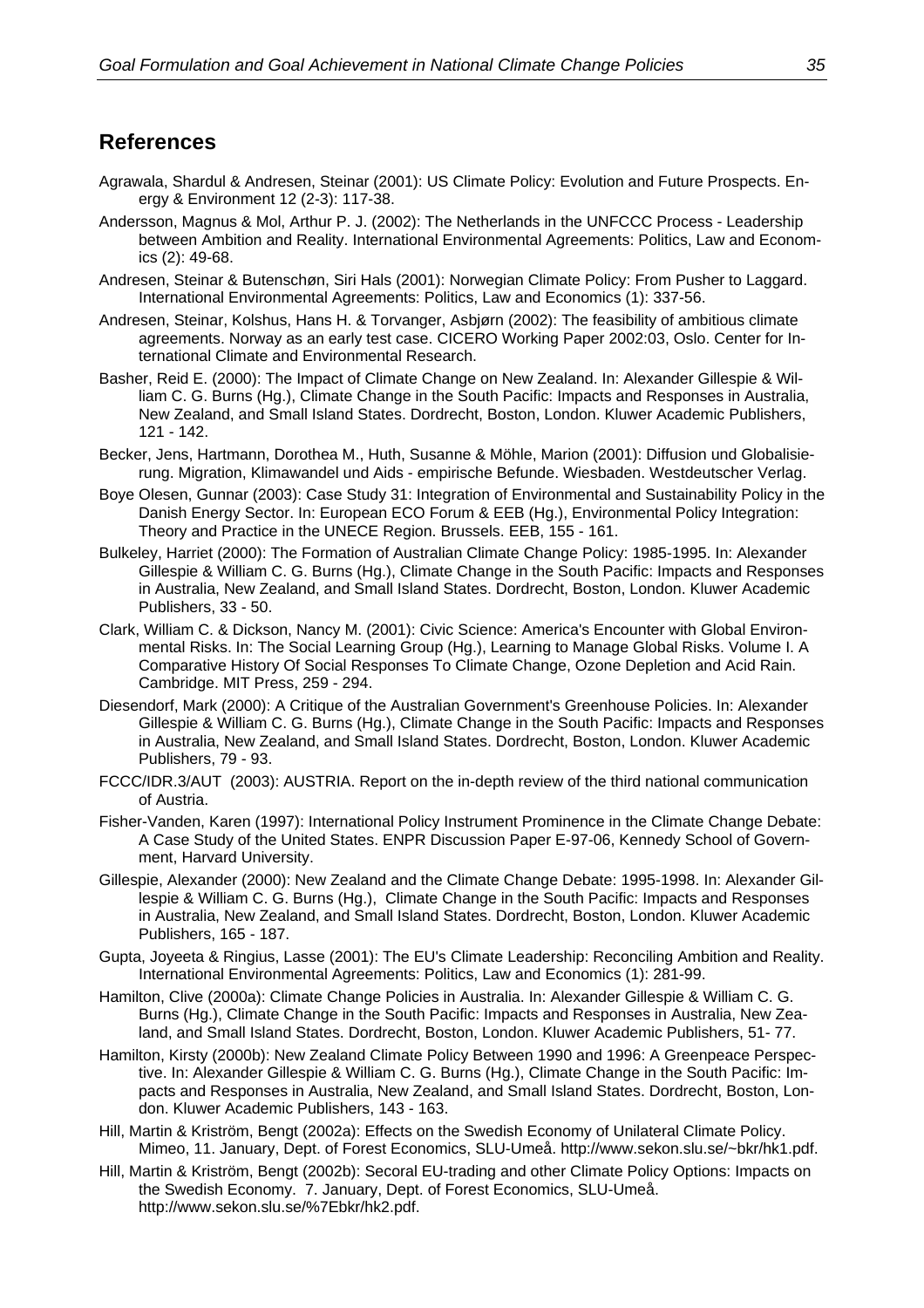## References

Agrawala, Shardul & Andresen, Steinar (2001): US Climate Policy: Evolution and Future Prospects. Energy & Environment 12 (2-3): 117-38.

Andersson, Magnus & Mol, Arthur P. J. (2002): The Netherlands in the UNFCCC Process - Leadership between Ambition and Reality. International Environmental Agreements: Politics, Law and Economics (2): 49-68.

Andresen, Steinar & Butenschøn, Siri Hals (2001): Norwegian Climate Policy: From Pusher to Laggard. International Environmental Agreements: Politics, Law and Economics (1): 337-56.

Andresen, Steinar, Kolshus, Hans H. & Torvanger, Asbjørn (2002): The feasibility of ambitious climate agreements. Norway as an early test case. CICERO Working Paper 2002:03, Oslo. Center for International Climate and Environmental Research.

Basher, Reid E. (2000): The Impact of Climate Change on New Zealand. In: Alexander Gillespie & William C. G. Burns (Hg.), Climate Change in the South Pacific: Impacts and Responses in Australia, New Zealand, and Small Island States. Dordrecht, Boston, London. Kluwer Academic Publishers, 121 - 142.

Becker, Jens, Hartmann, Dorothea M., Huth, Susanne & Möhle, Marion (2001): Diffusion und Globalisierung. Migration, Klimawandel und Aids - empirische Befunde. Wiesbaden. Westdeutscher Verlag.

Boye Olesen, Gunnar (2003): Case Study 31: Integration of Environmental and Sustainability Policy in the Danish Energy Sector. In: European ECO Forum & EEB (Hg.), Environmental Policy Integration: Theory and Practice in the UNECE Region. Brussels. EEB, 155 - 161.

Bulkeley, Harriet (2000): The Formation of Australian Climate Change Policy: 1985-1995. In: Alexander Gillespie & William C. G. Burns (Hg.), Climate Change in the South Pacific: Impacts and Responses in Australia, New Zealand, and Small Island States. Dordrecht, Boston, London. Kluwer Academic Publishers, 33 - 50.

Clark, William C. & Dickson, Nancy M. (2001): Civic Science: America's Encounter with Global Environmental Risks. In: The Social Learning Group (Hg.), Learning to Manage Global Risks. Volume I. A Comparative History Of Social Responses To Climate Change, Ozone Depletion and Acid Rain. Cambridge. MIT Press, 259 - 294.

Diesendorf, Mark (2000): A Critique of the Australian Government's Greenhouse Policies. In: Alexander Gillespie & William C. G. Burns (Hg.), Climate Change in the South Pacific: Impacts and Responses in Australia, New Zealand, and Small Island States. Dordrecht, Boston, London. Kluwer Academic Publishers, 79 - 93.

FCCC/IDR.3/AUT (2003): AUSTRIA. Report on the in-depth review of the third national communication of Austria.

Fisher-Vanden, Karen (1997): International Policy Instrument Prominence in the Climate Change Debate: A Case Study of the United States. ENPR Discussion Paper E-97-06, Kennedy School of Government, Harvard University.

Gillespie, Alexander (2000): New Zealand and the Climate Change Debate: 1995-1998. In: Alexander Gillespie & William C. G. Burns (Hg.), Climate Change in the South Pacific: Impacts and Responses in Australia, New Zealand, and Small Island States. Dordrecht, Boston, London. Kluwer Academic Publishers, 165 - 187.

Gupta, Joyeeta & Ringius, Lasse (2001): The EU's Climate Leadership: Reconciling Ambition and Reality. International Environmental Agreements: Politics, Law and Economics (1): 281-99.

Hamilton, Clive (2000a): Climate Change Policies in Australia. In: Alexander Gillespie & William C. G. Burns (Hg.), Climate Change in the South Pacific: Impacts and Responses in Australia, New Zealand, and Small Island States. Dordrecht, Boston, London. Kluwer Academic Publishers, 51- 77.

Hamilton, Kirsty (2000b): New Zealand Climate Policy Between 1990 and 1996: A Greenpeace Perspective. In: Alexander Gillespie & William C. G. Burns (Hg.), Climate Change in the South Pacific: Impacts and Responses in Australia, New Zealand, and Small Island States. Dordrecht, Boston, London. Kluwer Academic Publishers, 143 - 163.

Hill, Martin & Kriström, Bengt (2002a): Effects on the Swedish Economy of Unilateral Climate Policy. Mimeo, 11. January, Dept. of Forest Economics, SLU-Umeå. http://www.sekon.slu.se/~bkr/hk1.pdf.

Hill, Martin & Kriström, Bengt (2002b): Secoral EU-trading and other Climate Policy Options: Impacts on the Swedish Economy. 7. January, Dept. of Forest Economics, SLU-Umeå. http://www.sekon.slu.se/%7Ebkr/hk2.pdf.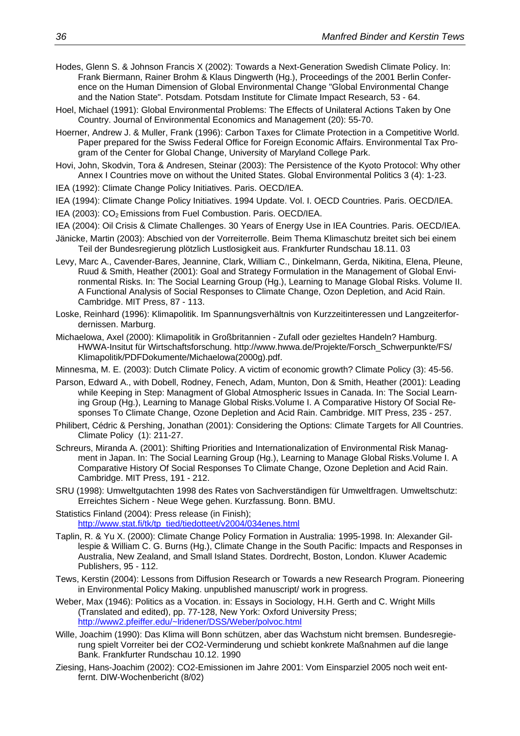Hodes, Glenn S. & Johnson Francis X (2002): Towards a Next-Generation Swedish Climate Policy. In: Frank Biermann, Rainer Brohm & Klaus Dingwerth (Hg.), Proceedings of the 2001 Berlin Conference on the Human Dimension of Global Environmental Change "Global Environmental Change and the Nation State". Potsdam. Potsdam Institute for Climate Impact Research, 53 - 64.

Hoel, Michael (1991): Global Environmental Problems: The Effects of Unilateral Actions Taken by One Country. Journal of Environmental Economics and Management (20): 55-70.

Hoerner, Andrew J. & Muller, Frank (1996): Carbon Taxes for Climate Protection in a Competitive World. Paper prepared for the Swiss Federal Office for Foreign Economic Affairs. Environmental Tax Program of the Center for Global Change, University of Maryland College Park.

Hovi, John, Skodvin, Tora & Andresen, Steinar (2003): The Persistence of the Kyoto Protocol: Why other Annex I Countries move on without the United States. Global Environmental Politics 3 (4): 1-23.

IEA (1992): Climate Change Policy Initiatives. Paris. OECD/IEA.

IEA (1994): Climate Change Policy Initiatives. 1994 Update. Vol. I. OECD Countries. Paris. OECD/IEA.

IEA (2003): $CO_2$ Emissions from Fuel Combustion. Paris. OECD/IEA.

IEA (2004): Oil Crisis & Climate Challenges. 30 Years of Energy Use in IEA Countries. Paris. OECD/IEA.

Jänicke, Martin (2003): Abschied von der Vorreiterrolle. Beim Thema Klimaschutz breitet sich bei einem Teil der Bundesregierung plötzlich Lustlosigkeit aus. Frankfurter Rundschau 18.11. 03

Levy, Marc A., Cavender-Bares, Jeannine, Clark, William C., Dinkelmann, Gerda, Nikitina, Elena, Pleune, Ruud & Smith, Heather (2001): Goal and Strategy Formulation in the Management of Global Environmental Risks. In: The Social Learning Group (Hg.), Learning to Manage Global Risks. Volume II. A Functional Analysis of Social Responses to Climate Change, Ozon Depletion, and Acid Rain. Cambridge. MIT Press, 87 - 113.

Loske, Reinhard (1996): Klimapolitik. Im Spannungsverhältnis von Kurzzeitinteressen und Langzeiterfordernissen. Marburg.

Michaelowa, Axel (2000): Klimapolitik in Großbritannien - Zufall oder gezieltes Handeln? Hamburg. HWWA-Insitut für Wirtschaftsforschung. http://www.hwwa.de/Projekte/Forsch_Schwerpunkte/FS/Klimapolitik/PDFDokumente/Michaelowa(2000g).pdf.

Minnesma, M. E. (2003): Dutch Climate Policy. A victim of economic growth? Climate Policy (3): 45-56.

Parson, Edward A., with Dobell, Rodney, Fenech, Adam, Munton, Don & Smith, Heather (2001): Leading while Keeping in Step: Managment of Global Atmospheric Issues in Canada. In: The Social Learning Group (Hg.), Learning to Manage Global Risks.Volume I. A Comparative History Of Social Responses To Climate Change, Ozone Depletion and Acid Rain. Cambridge. MIT Press, 235 - 257.

Philibert, Cédric & Pershing, Jonathan (2001): Considering the Options: Climate Targets for All Countries. Climate Policy (1): 211-27.

Schreurs, Miranda A. (2001): Shifting Priorities and Internationalization of Environmental Risk Managment in Japan. In: The Social Learning Group (Hg.), Learning to Manage Global Risks.Volume I. A Comparative History Of Social Responses To Climate Change, Ozone Depletion and Acid Rain. Cambridge. MIT Press, 191 - 212.

SRU (1998): Umweltgutachten 1998 des Rates von Sachverständigen für Umweltfragen. Umweltschutz: Erreichtes Sichern - Neue Wege gehen. Kurzfassung. Bonn. BMU.

Statistics Finland (2004): Press release (in Finish); http://www.stat.fi/tk/tp_tied/tiedotteet/v2004/034enes.html

Taplin, R. & Yu X. (2000): Climate Change Policy Formation in Australia: 1995-1998. In: Alexander Gillespie & William C. G. Burns (Hg.), Climate Change in the South Pacific: Impacts and Responses in Australia, New Zealand, and Small Island States. Dordrecht, Boston, London. Kluwer Academic Publishers, 95 - 112.

Tews, Kerstin (2004): Lessons from Diffusion Research or Towards a new Research Program. Pioneering in Environmental Policy Making. unpublished manuscript/ work in progress.

Weber, Max (1946): Politics as a Vocation. in: Essays in Sociology, H.H. Gerth and C. Wright Mills (Translated and edited), pp. 77-128, New York: Oxford University Press; http://www2.pfeiffer.edu/~lridener/DSS/Weber/polvoc.html

Wille, Joachim (1990): Das Klima will Bonn schützen, aber das Wachstum nicht bremsen. Bundesregierung spielt Vorreiter bei der CO2-Verminderung und schiebt konkrete Maßnahmen auf die lange Bank. Frankfurter Rundschau 10.12. 1990

Ziesing, Hans-Joachim (2002): CO2-Emissionen im Jahre 2001: Vom Einsparziel 2005 noch weit entfernt. DIW-Wochenbericht (8/02)